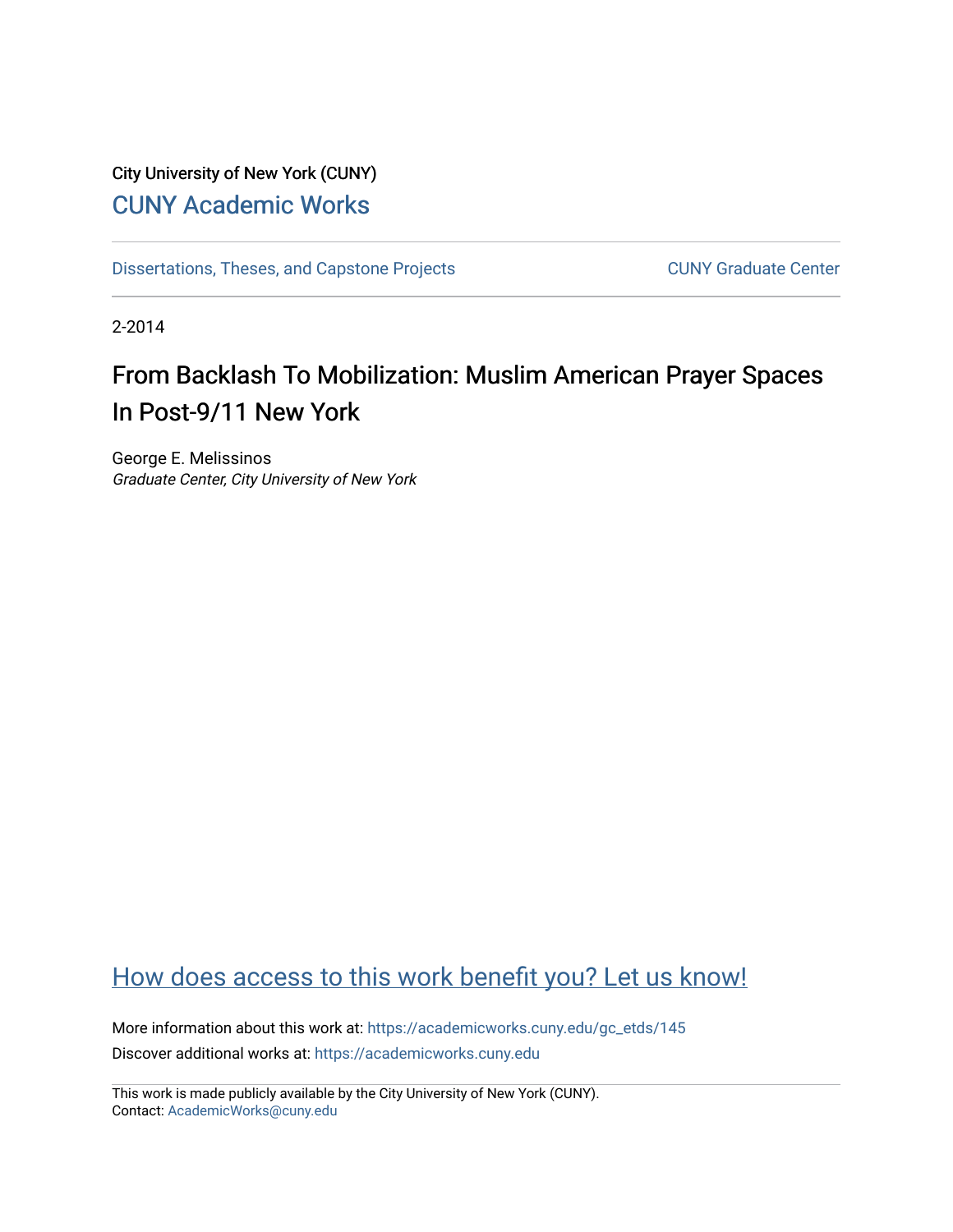City University of New York (CUNY)

CUNY Academic Works

Dissertations, Theses, and Capstone Projects

CUNY Graduate Center

2-2014

# From Backlash To Mobilization: Muslim American Prayer Spaces In Post-9/11 New York

George E. Melissinos
*Graduate Center, City University of New York*

How does access to this work benefit you? Let us know!

More information about this work at: https://academicworks.cuny.edu/gc_etds/145

Discover additional works at: https://academicworks.cuny.edu

This work is made publicly available by the City University of New York (CUNY).
Contact: AcademicWorks@cuny.edu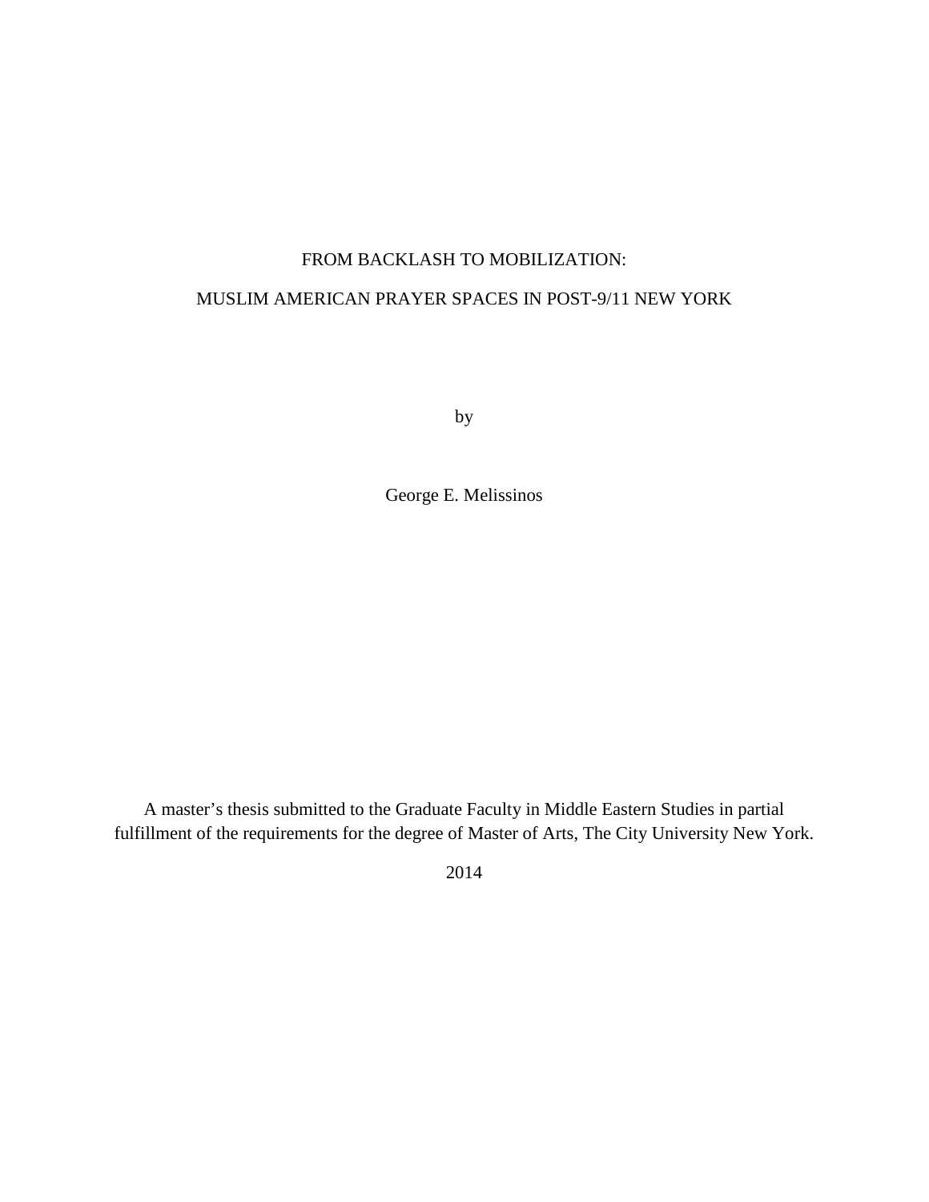# FROM BACKLASH TO MOBILIZATION:

# MUSLIM AMERICAN PRAYER SPACES IN POST-9/11 NEW YORK

by

George E. Melissinos

A master's thesis submitted to the Graduate Faculty in Middle Eastern Studies in partial fulfillment of the requirements for the degree of Master of Arts, The City University New York.

2014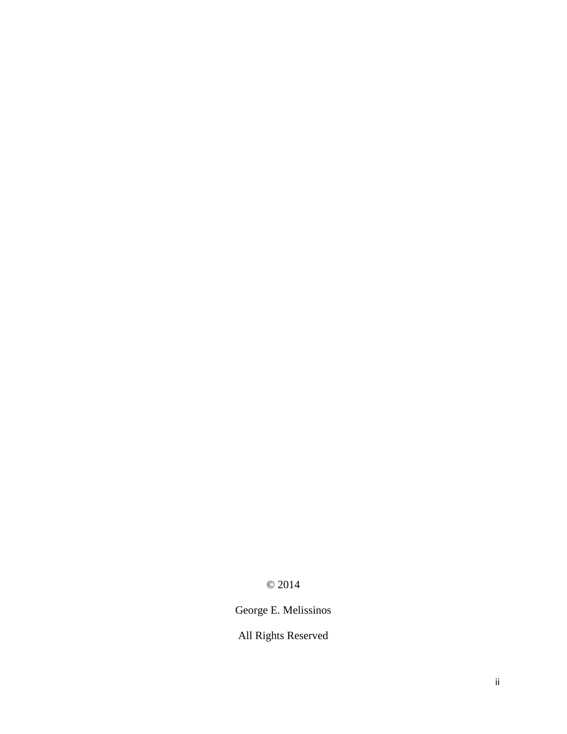© 2014

George E. Melissinos

All Rights Reserved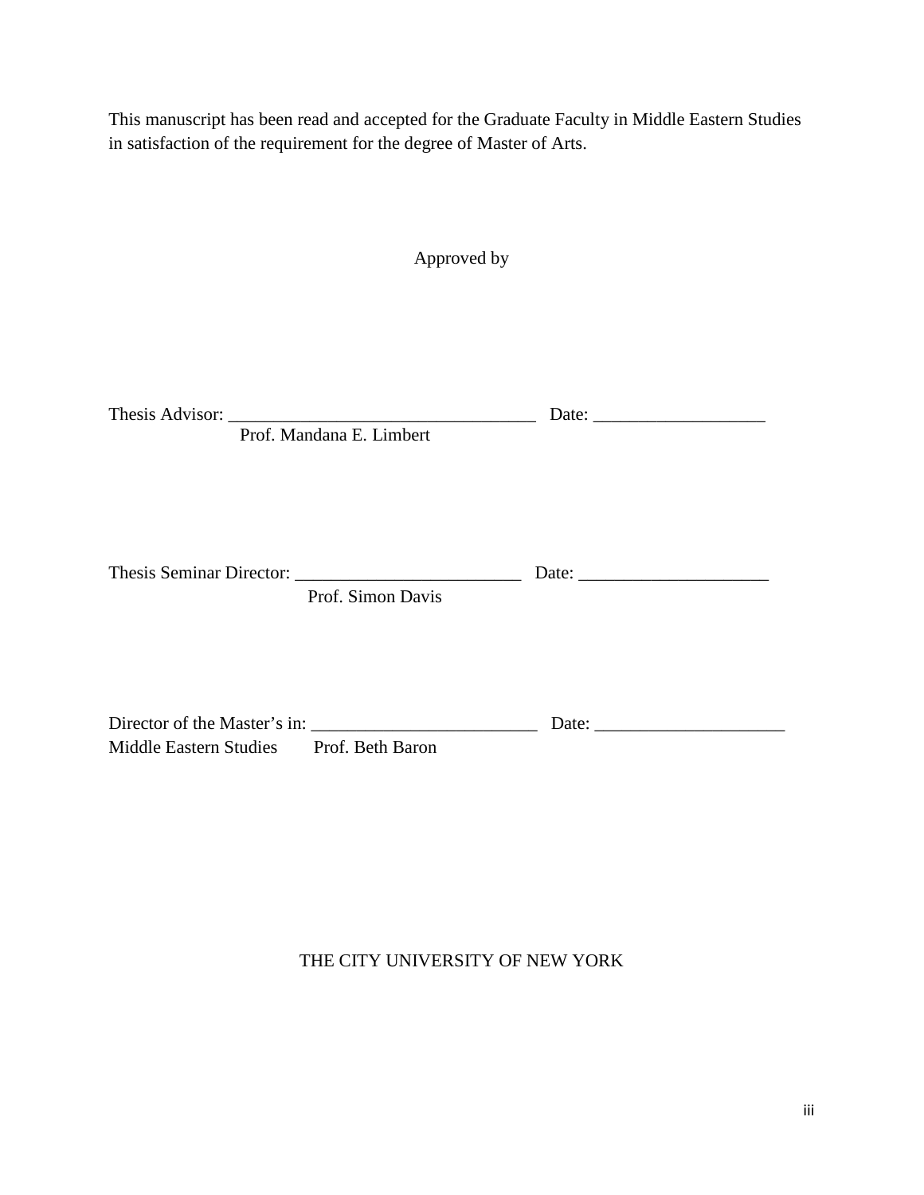This manuscript has been read and accepted for the Graduate Faculty in Middle Eastern Studies in satisfaction of the requirement for the degree of Master of Arts.

Approved by

Thesis Advisor: __________________________________ Date: ___________________
Prof. Mandana E. Limbert

Thesis Seminar Director: _________________________ Date: _____________________
Prof. Simon Davis

Director of the Master's in: _________________________ Date: _____________________
Middle Eastern Studies Prof. Beth Baron

THE CITY UNIVERSITY OF NEW YORK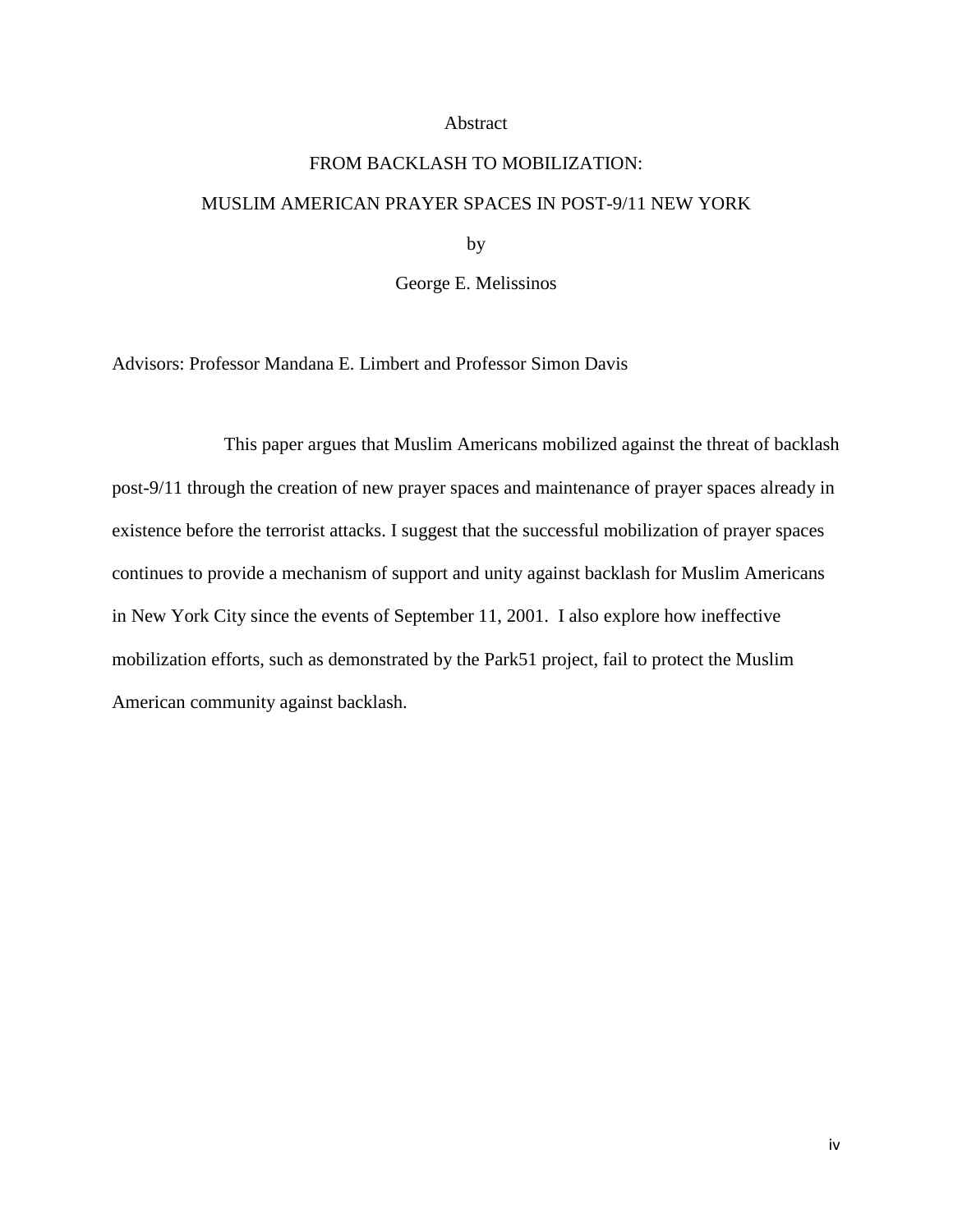# Abstract

## FROM BACKLASH TO MOBILIZATION:

## MUSLIM AMERICAN PRAYER SPACES IN POST-9/11 NEW YORK

by

George E. Melissinos

Advisors: Professor Mandana E. Limbert and Professor Simon Davis

This paper argues that Muslim Americans mobilized against the threat of backlash post-9/11 through the creation of new prayer spaces and maintenance of prayer spaces already in existence before the terrorist attacks. I suggest that the successful mobilization of prayer spaces continues to provide a mechanism of support and unity against backlash for Muslim Americans in New York City since the events of September 11, 2001. I also explore how ineffective mobilization efforts, such as demonstrated by the Park51 project, fail to protect the Muslim American community against backlash.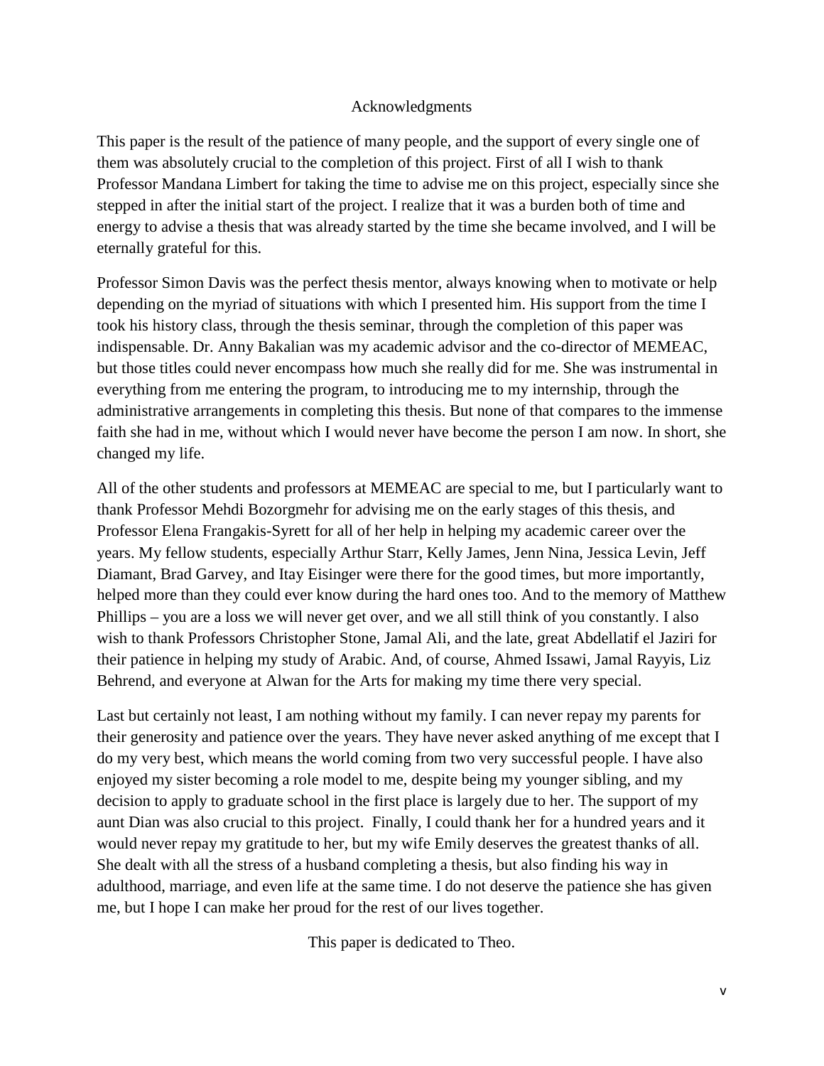# Acknowledgments

This paper is the result of the patience of many people, and the support of every single one of them was absolutely crucial to the completion of this project. First of all I wish to thank Professor Mandana Limbert for taking the time to advise me on this project, especially since she stepped in after the initial start of the project. I realize that it was a burden both of time and energy to advise a thesis that was already started by the time she became involved, and I will be eternally grateful for this.

Professor Simon Davis was the perfect thesis mentor, always knowing when to motivate or help depending on the myriad of situations with which I presented him. His support from the time I took his history class, through the thesis seminar, through the completion of this paper was indispensable. Dr. Anny Bakalian was my academic advisor and the co-director of MEMEAC, but those titles could never encompass how much she really did for me. She was instrumental in everything from me entering the program, to introducing me to my internship, through the administrative arrangements in completing this thesis. But none of that compares to the immense faith she had in me, without which I would never have become the person I am now. In short, she changed my life.

All of the other students and professors at MEMEAC are special to me, but I particularly want to thank Professor Mehdi Bozorgmehr for advising me on the early stages of this thesis, and Professor Elena Frangakis-Syrett for all of her help in helping my academic career over the years. My fellow students, especially Arthur Starr, Kelly James, Jenn Nina, Jessica Levin, Jeff Diamant, Brad Garvey, and Itay Eisinger were there for the good times, but more importantly, helped more than they could ever know during the hard ones too. And to the memory of Matthew Phillips – you are a loss we will never get over, and we all still think of you constantly. I also wish to thank Professors Christopher Stone, Jamal Ali, and the late, great Abdellatif el Jaziri for their patience in helping my study of Arabic. And, of course, Ahmed Issawi, Jamal Rayyis, Liz Behrend, and everyone at Alwan for the Arts for making my time there very special.

Last but certainly not least, I am nothing without my family. I can never repay my parents for their generosity and patience over the years. They have never asked anything of me except that I do my very best, which means the world coming from two very successful people. I have also enjoyed my sister becoming a role model to me, despite being my younger sibling, and my decision to apply to graduate school in the first place is largely due to her. The support of my aunt Dian was also crucial to this project. Finally, I could thank her for a hundred years and it would never repay my gratitude to her, but my wife Emily deserves the greatest thanks of all. She dealt with all the stress of a husband completing a thesis, but also finding his way in adulthood, marriage, and even life at the same time. I do not deserve the patience she has given me, but I hope I can make her proud for the rest of our lives together.

This paper is dedicated to Theo.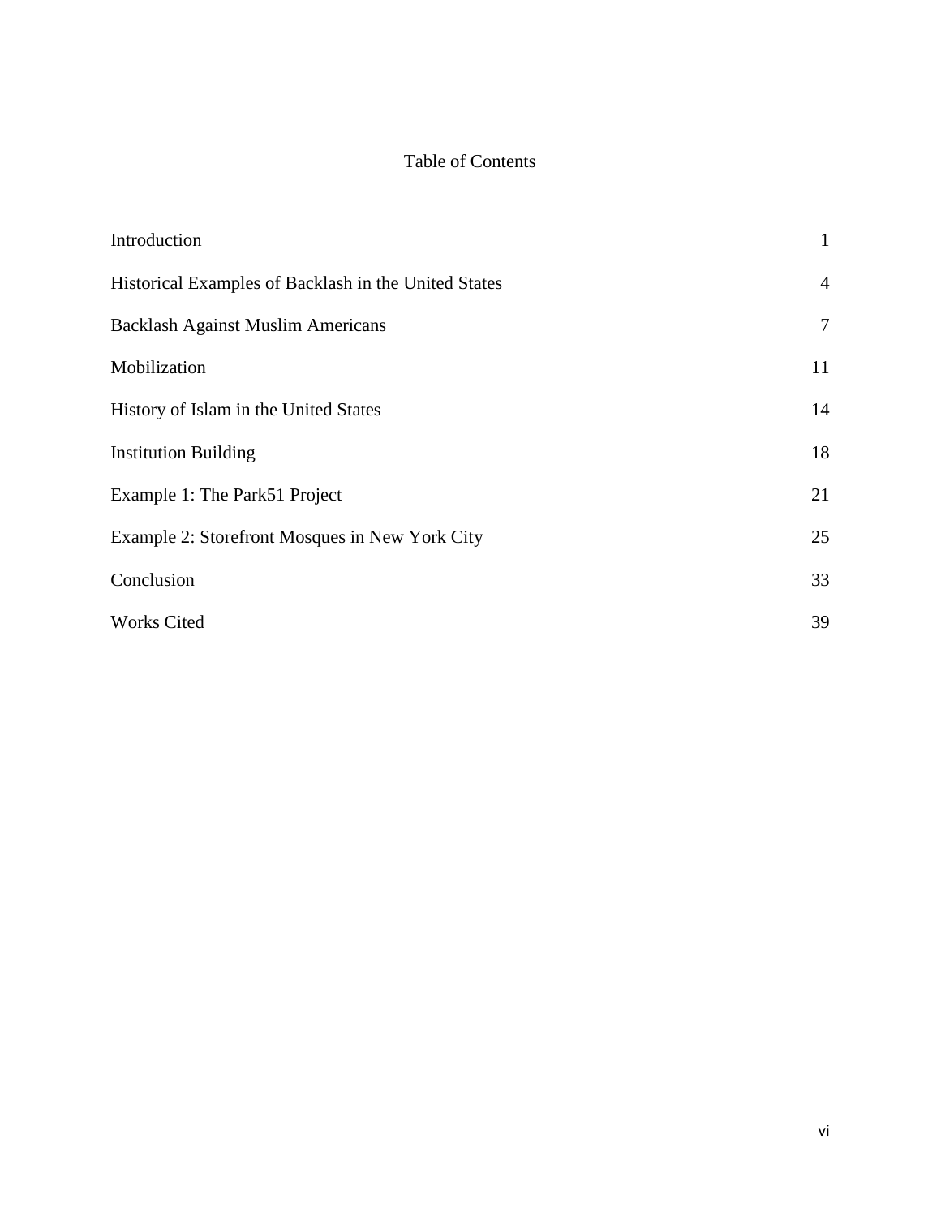# Table of Contents

| | |
|---|---|
| Introduction | 1 |
| Historical Examples of Backlash in the United States | 4 |
| Backlash Against Muslim Americans | 7 |
| Mobilization | 11 |
| History of Islam in the United States | 14 |
| Institution Building | 18 |
| Example 1: The Park51 Project | 21 |
| Example 2: Storefront Mosques in New York City | 25 |
| Conclusion | 33 |
| Works Cited | 39 |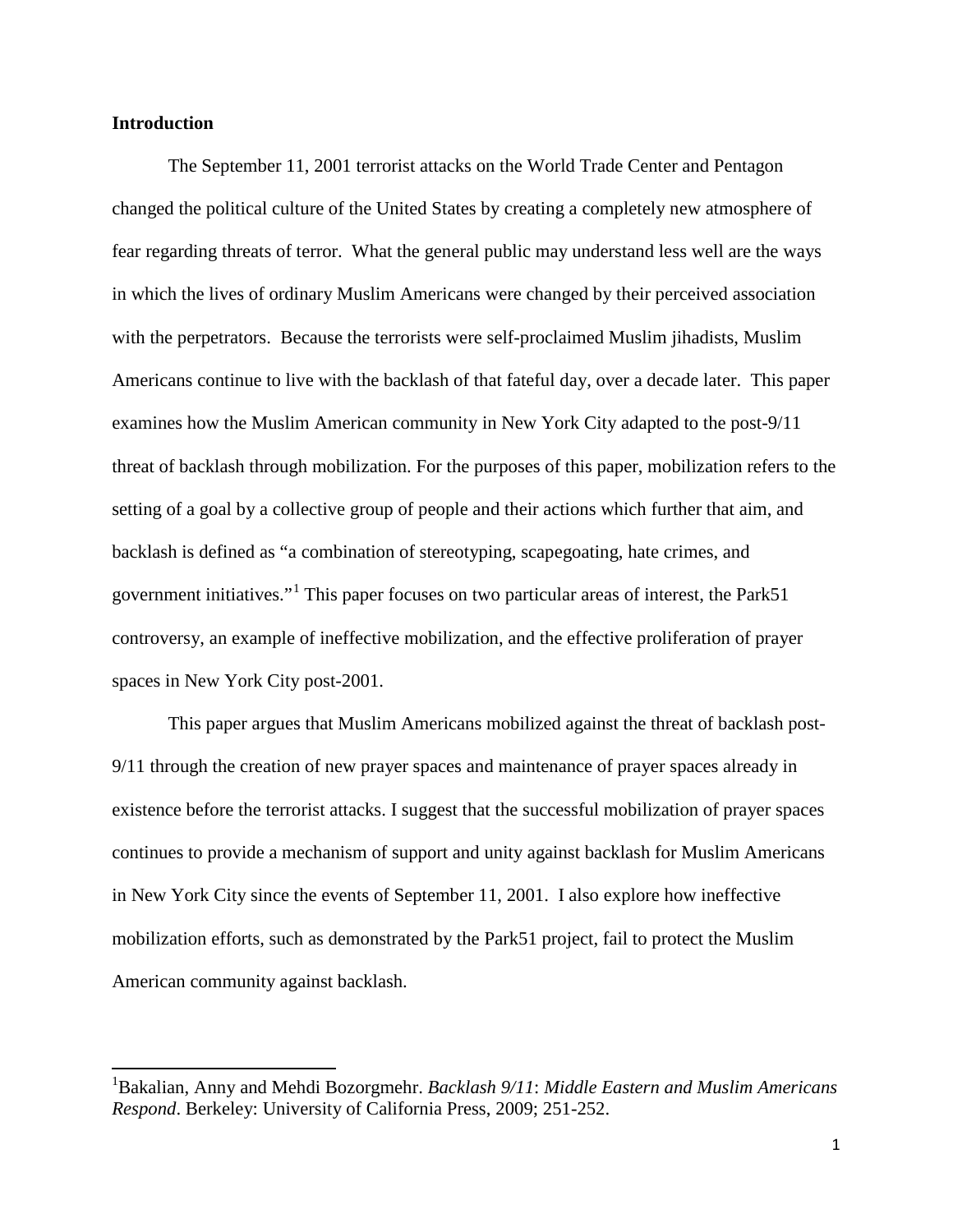**Introduction**

The September 11, 2001 terrorist attacks on the World Trade Center and Pentagon changed the political culture of the United States by creating a completely new atmosphere of fear regarding threats of terror. What the general public may understand less well are the ways in which the lives of ordinary Muslim Americans were changed by their perceived association with the perpetrators. Because the terrorists were self-proclaimed Muslim jihadists, Muslim Americans continue to live with the backlash of that fateful day, over a decade later. This paper examines how the Muslim American community in New York City adapted to the post-9/11 threat of backlash through mobilization. For the purposes of this paper, mobilization refers to the setting of a goal by a collective group of people and their actions which further that aim, and backlash is defined as "a combination of stereotyping, scapegoating, hate crimes, and government initiatives."[1] This paper focuses on two particular areas of interest, the Park51 controversy, an example of ineffective mobilization, and the effective proliferation of prayer spaces in New York City post-2001.

This paper argues that Muslim Americans mobilized against the threat of backlash post-9/11 through the creation of new prayer spaces and maintenance of prayer spaces already in existence before the terrorist attacks. I suggest that the successful mobilization of prayer spaces continues to provide a mechanism of support and unity against backlash for Muslim Americans in New York City since the events of September 11, 2001. I also explore how ineffective mobilization efforts, such as demonstrated by the Park51 project, fail to protect the Muslim American community against backlash.

---

[1] Bakalian, Anny and Mehdi Bozorgmehr. *Backlash 9/11*: *Middle Eastern and Muslim Americans Respond*. Berkeley: University of California Press, 2009; 251-252.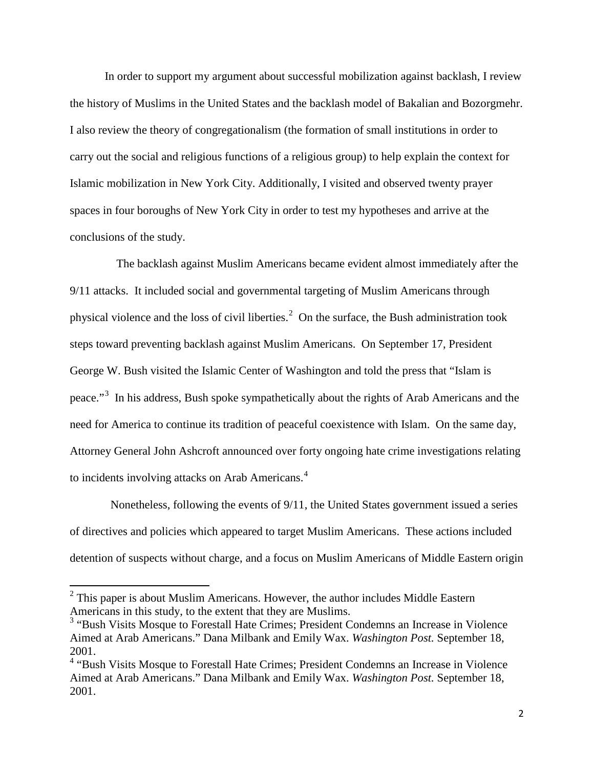In order to support my argument about successful mobilization against backlash, I review the history of Muslims in the United States and the backlash model of Bakalian and Bozorgmehr. I also review the theory of congregationalism (the formation of small institutions in order to carry out the social and religious functions of a religious group) to help explain the context for Islamic mobilization in New York City. Additionally, I visited and observed twenty prayer spaces in four boroughs of New York City in order to test my hypotheses and arrive at the conclusions of the study.

The backlash against Muslim Americans became evident almost immediately after the 9/11 attacks. It included social and governmental targeting of Muslim Americans through physical violence and the loss of civil liberties.[2] On the surface, the Bush administration took steps toward preventing backlash against Muslim Americans. On September 17, President George W. Bush visited the Islamic Center of Washington and told the press that "Islam is peace."[3] In his address, Bush spoke sympathetically about the rights of Arab Americans and the need for America to continue its tradition of peaceful coexistence with Islam. On the same day, Attorney General John Ashcroft announced over forty ongoing hate crime investigations relating to incidents involving attacks on Arab Americans.[4]

Nonetheless, following the events of 9/11, the United States government issued a series of directives and policies which appeared to target Muslim Americans. These actions included detention of suspects without charge, and a focus on Muslim Americans of Middle Eastern origin

---

[2] This paper is about Muslim Americans. However, the author includes Middle Eastern Americans in this study, to the extent that they are Muslims.

[3] "Bush Visits Mosque to Forestall Hate Crimes; President Condemns an Increase in Violence Aimed at Arab Americans." Dana Milbank and Emily Wax. *Washington Post.* September 18, 2001.

[4] "Bush Visits Mosque to Forestall Hate Crimes; President Condemns an Increase in Violence Aimed at Arab Americans." Dana Milbank and Emily Wax. *Washington Post.* September 18, 2001.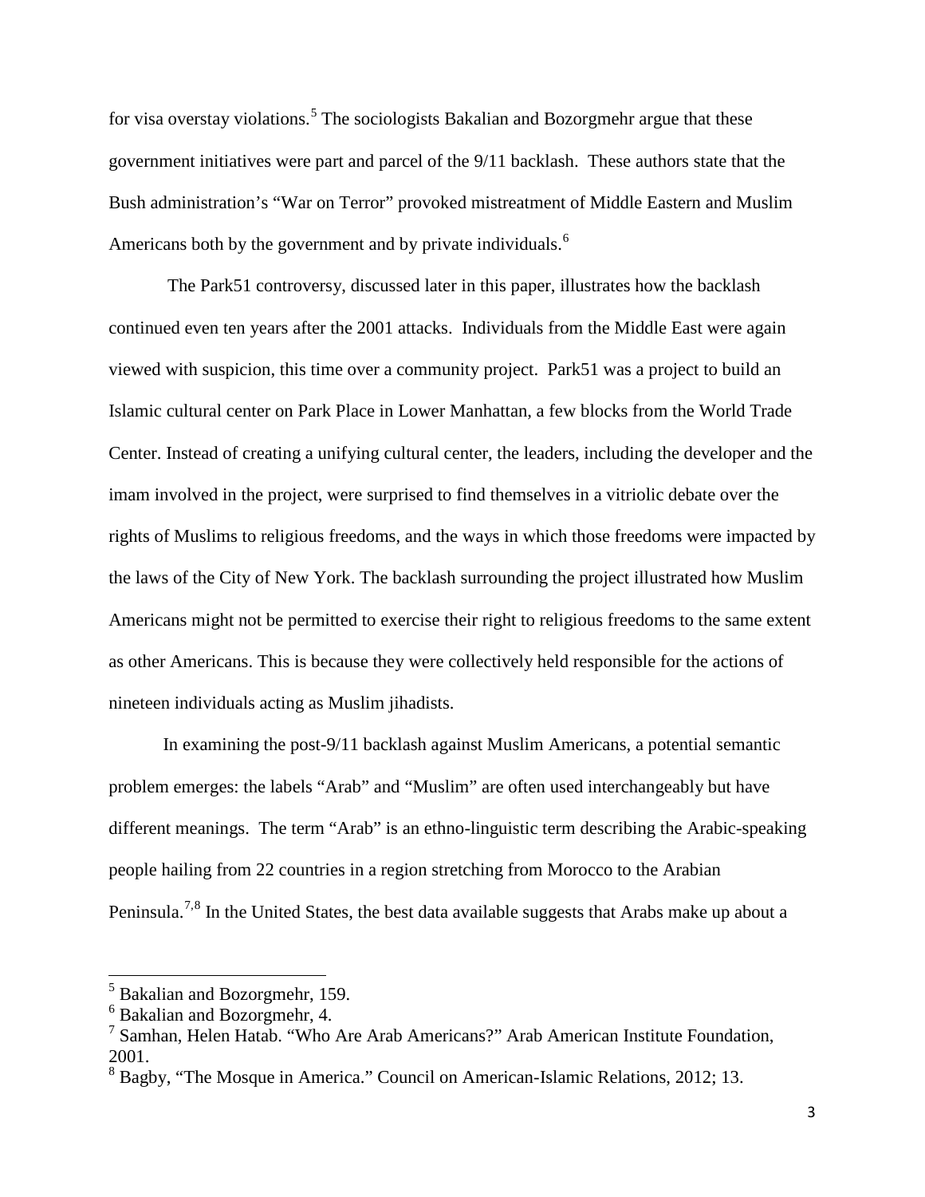for visa overstay violations.[5] The sociologists Bakalian and Bozorgmehr argue that these government initiatives were part and parcel of the 9/11 backlash. These authors state that the Bush administration's "War on Terror" provoked mistreatment of Middle Eastern and Muslim Americans both by the government and by private individuals.[6]

The Park51 controversy, discussed later in this paper, illustrates how the backlash continued even ten years after the 2001 attacks. Individuals from the Middle East were again viewed with suspicion, this time over a community project. Park51 was a project to build an Islamic cultural center on Park Place in Lower Manhattan, a few blocks from the World Trade Center. Instead of creating a unifying cultural center, the leaders, including the developer and the imam involved in the project, were surprised to find themselves in a vitriolic debate over the rights of Muslims to religious freedoms, and the ways in which those freedoms were impacted by the laws of the City of New York. The backlash surrounding the project illustrated how Muslim Americans might not be permitted to exercise their right to religious freedoms to the same extent as other Americans. This is because they were collectively held responsible for the actions of nineteen individuals acting as Muslim jihadists.

In examining the post-9/11 backlash against Muslim Americans, a potential semantic problem emerges: the labels "Arab" and "Muslim" are often used interchangeably but have different meanings. The term "Arab" is an ethno-linguistic term describing the Arabic-speaking people hailing from 22 countries in a region stretching from Morocco to the Arabian Peninsula.[7,8] In the United States, the best data available suggests that Arabs make up about a

---

[5] Bakalian and Bozorgmehr, 159.

[6] Bakalian and Bozorgmehr, 4.

[7] Samhan, Helen Hatab. "Who Are Arab Americans?" Arab American Institute Foundation, 2001.

[8] Bagby, "The Mosque in America." Council on American-Islamic Relations, 2012; 13.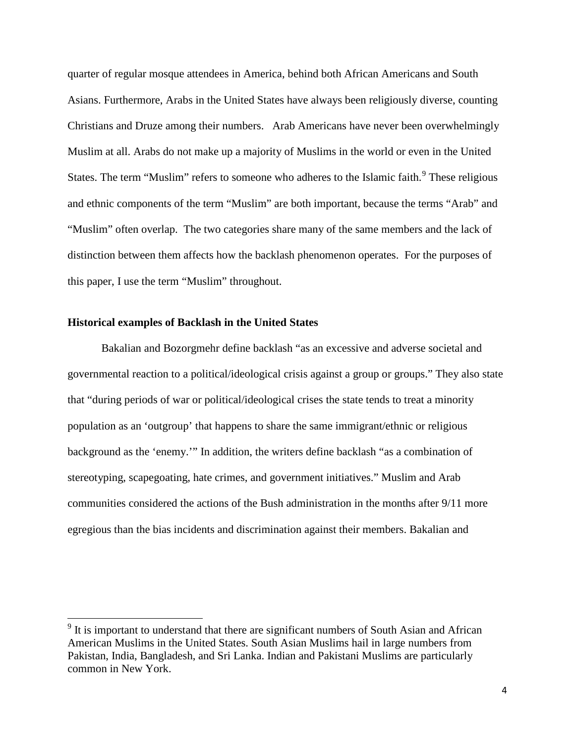quarter of regular mosque attendees in America, behind both African Americans and South Asians. Furthermore, Arabs in the United States have always been religiously diverse, counting Christians and Druze among their numbers. Arab Americans have never been overwhelmingly Muslim at all. Arabs do not make up a majority of Muslims in the world or even in the United States. The term "Muslim" refers to someone who adheres to the Islamic faith.[9] These religious and ethnic components of the term "Muslim" are both important, because the terms "Arab" and "Muslim" often overlap. The two categories share many of the same members and the lack of distinction between them affects how the backlash phenomenon operates. For the purposes of this paper, I use the term "Muslim" throughout.

### Historical examples of Backlash in the United States

Bakalian and Bozorgmehr define backlash "as an excessive and adverse societal and governmental reaction to a political/ideological crisis against a group or groups." They also state that "during periods of war or political/ideological crises the state tends to treat a minority population as an 'outgroup' that happens to share the same immigrant/ethnic or religious background as the 'enemy.'" In addition, the writers define backlash "as a combination of stereotyping, scapegoating, hate crimes, and government initiatives." Muslim and Arab communities considered the actions of the Bush administration in the months after 9/11 more egregious than the bias incidents and discrimination against their members. Bakalian and

[9] It is important to understand that there are significant numbers of South Asian and African American Muslims in the United States. South Asian Muslims hail in large numbers from Pakistan, India, Bangladesh, and Sri Lanka. Indian and Pakistani Muslims are particularly common in New York.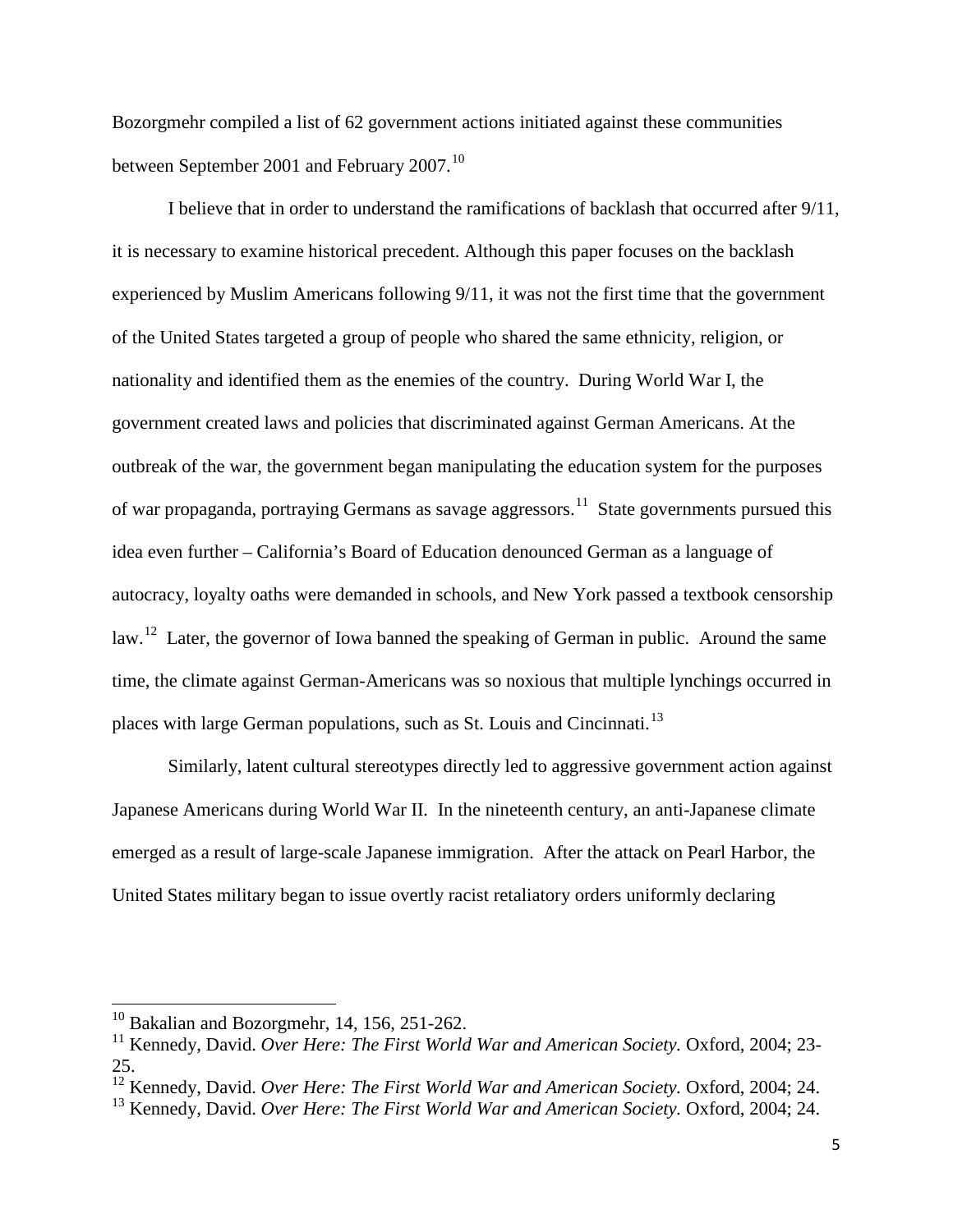Bozorgmehr compiled a list of 62 government actions initiated against these communities between September 2001 and February 2007.[10]

I believe that in order to understand the ramifications of backlash that occurred after 9/11, it is necessary to examine historical precedent. Although this paper focuses on the backlash experienced by Muslim Americans following 9/11, it was not the first time that the government of the United States targeted a group of people who shared the same ethnicity, religion, or nationality and identified them as the enemies of the country. During World War I, the government created laws and policies that discriminated against German Americans. At the outbreak of the war, the government began manipulating the education system for the purposes of war propaganda, portraying Germans as savage aggressors.[11] State governments pursued this idea even further – California's Board of Education denounced German as a language of autocracy, loyalty oaths were demanded in schools, and New York passed a textbook censorship law.[12] Later, the governor of Iowa banned the speaking of German in public. Around the same time, the climate against German-Americans was so noxious that multiple lynchings occurred in places with large German populations, such as St. Louis and Cincinnati.[13]

Similarly, latent cultural stereotypes directly led to aggressive government action against Japanese Americans during World War II. In the nineteenth century, an anti-Japanese climate emerged as a result of large-scale Japanese immigration. After the attack on Pearl Harbor, the United States military began to issue overtly racist retaliatory orders uniformly declaring

---

[10] Bakalian and Bozorgmehr, 14, 156, 251-262.

[11] Kennedy, David. *Over Here: The First World War and American Society.* Oxford, 2004; 23-25.

[12] Kennedy, David. *Over Here: The First World War and American Society.* Oxford, 2004; 24.

[13] Kennedy, David. *Over Here: The First World War and American Society.* Oxford, 2004; 24.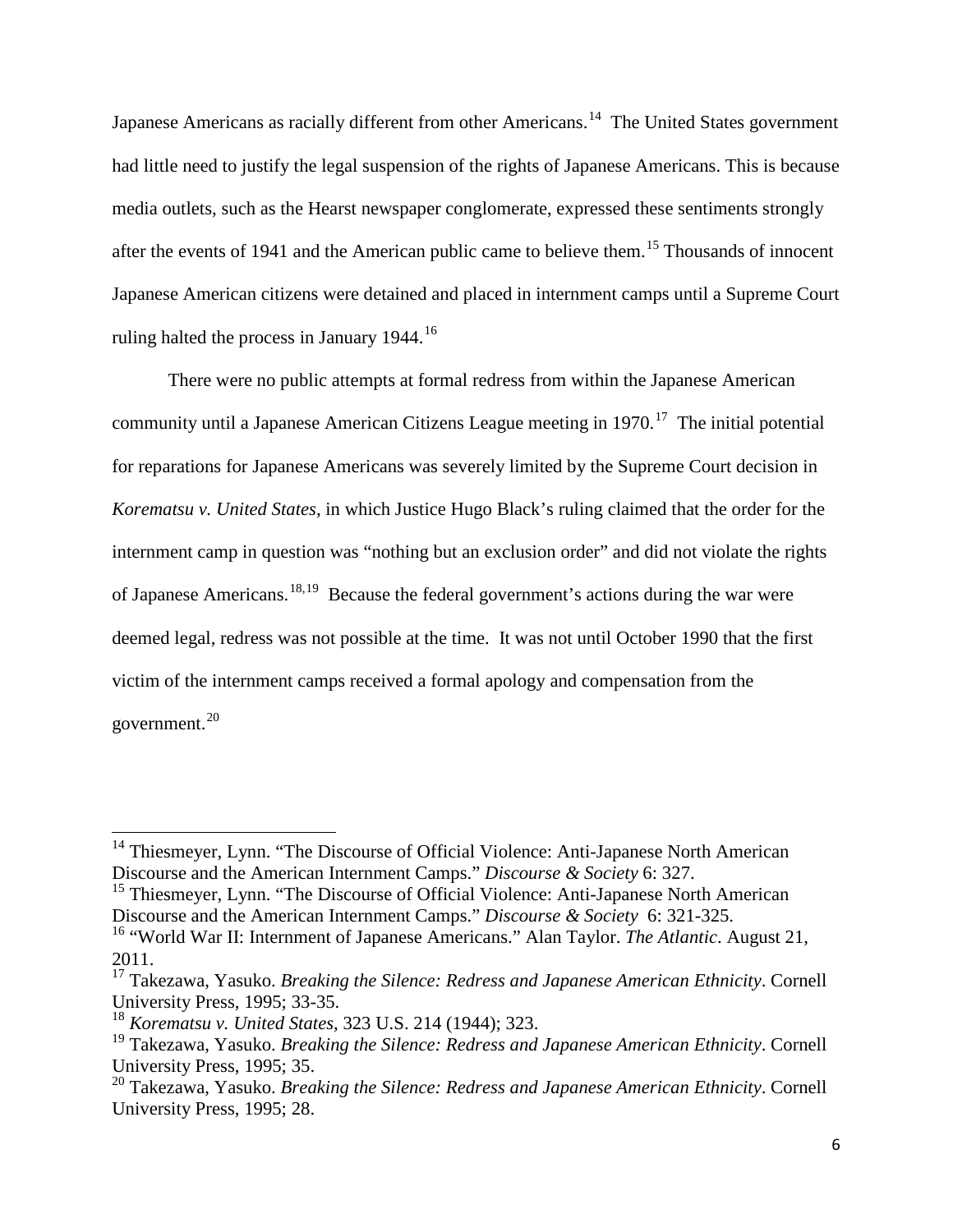Japanese Americans as racially different from other Americans.[14] The United States government had little need to justify the legal suspension of the rights of Japanese Americans. This is because media outlets, such as the Hearst newspaper conglomerate, expressed these sentiments strongly after the events of 1941 and the American public came to believe them.[15] Thousands of innocent Japanese American citizens were detained and placed in internment camps until a Supreme Court ruling halted the process in January 1944.[16]

There were no public attempts at formal redress from within the Japanese American community until a Japanese American Citizens League meeting in 1970.[17] The initial potential for reparations for Japanese Americans was severely limited by the Supreme Court decision in *Korematsu v. United States*, in which Justice Hugo Black's ruling claimed that the order for the internment camp in question was "nothing but an exclusion order" and did not violate the rights of Japanese Americans.[18,19] Because the federal government's actions during the war were deemed legal, redress was not possible at the time. It was not until October 1990 that the first victim of the internment camps received a formal apology and compensation from the government.[20]

---

[14] Thiesmeyer, Lynn. "The Discourse of Official Violence: Anti-Japanese North American Discourse and the American Internment Camps." *Discourse & Society* 6: 327.

[15] Thiesmeyer, Lynn. "The Discourse of Official Violence: Anti-Japanese North American Discourse and the American Internment Camps." *Discourse & Society* 6: 321-325.

[16] "World War II: Internment of Japanese Americans." Alan Taylor. *The Atlantic*. August 21, 2011.

[17] Takezawa, Yasuko. *Breaking the Silence: Redress and Japanese American Ethnicity*. Cornell University Press, 1995; 33-35.

[18] *Korematsu v. United States*, 323 U.S. 214 (1944); 323.

[19] Takezawa, Yasuko. *Breaking the Silence: Redress and Japanese American Ethnicity*. Cornell University Press, 1995; 35.

[20] Takezawa, Yasuko. *Breaking the Silence: Redress and Japanese American Ethnicity*. Cornell University Press, 1995; 28.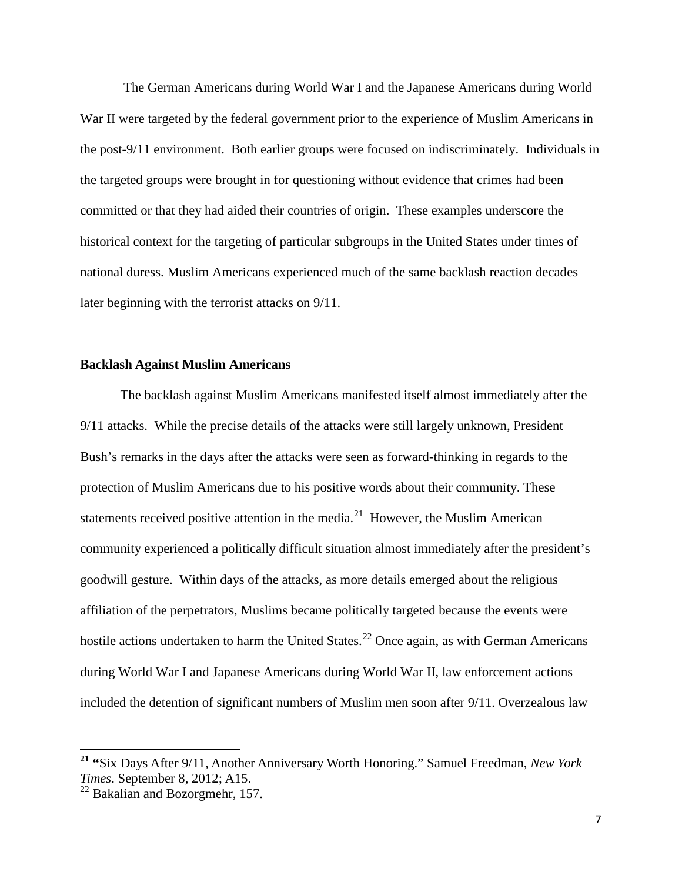The German Americans during World War I and the Japanese Americans during World War II were targeted by the federal government prior to the experience of Muslim Americans in the post-9/11 environment. Both earlier groups were focused on indiscriminately. Individuals in the targeted groups were brought in for questioning without evidence that crimes had been committed or that they had aided their countries of origin. These examples underscore the historical context for the targeting of particular subgroups in the United States under times of national duress. Muslim Americans experienced much of the same backlash reaction decades later beginning with the terrorist attacks on 9/11.

## Backlash Against Muslim Americans

The backlash against Muslim Americans manifested itself almost immediately after the 9/11 attacks. While the precise details of the attacks were still largely unknown, President Bush's remarks in the days after the attacks were seen as forward-thinking in regards to the protection of Muslim Americans due to his positive words about their community. These statements received positive attention in the media.[21] However, the Muslim American community experienced a politically difficult situation almost immediately after the president's goodwill gesture. Within days of the attacks, as more details emerged about the religious affiliation of the perpetrators, Muslims became politically targeted because the events were hostile actions undertaken to harm the United States.[22] Once again, as with German Americans during World War I and Japanese Americans during World War II, law enforcement actions included the detention of significant numbers of Muslim men soon after 9/11. Overzealous law

---

[21] "Six Days After 9/11, Another Anniversary Worth Honoring." Samuel Freedman, *New York Times*. September 8, 2012; A15.

[22] Bakalian and Bozorgmehr, 157.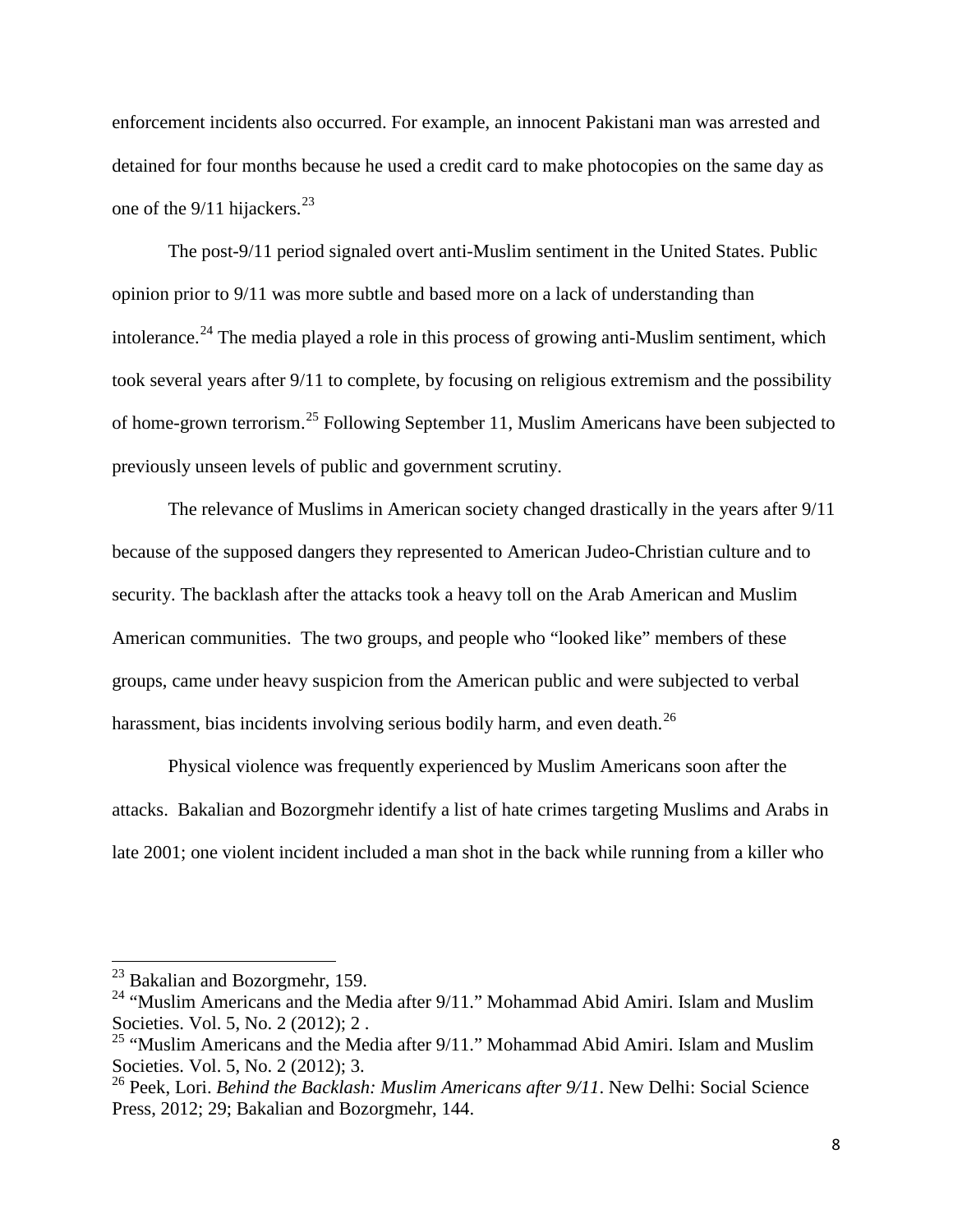enforcement incidents also occurred. For example, an innocent Pakistani man was arrested and detained for four months because he used a credit card to make photocopies on the same day as one of the 9/11 hijackers.[23]

The post-9/11 period signaled overt anti-Muslim sentiment in the United States. Public opinion prior to 9/11 was more subtle and based more on a lack of understanding than intolerance.[24] The media played a role in this process of growing anti-Muslim sentiment, which took several years after 9/11 to complete, by focusing on religious extremism and the possibility of home-grown terrorism.[25] Following September 11, Muslim Americans have been subjected to previously unseen levels of public and government scrutiny.

The relevance of Muslims in American society changed drastically in the years after 9/11 because of the supposed dangers they represented to American Judeo-Christian culture and to security. The backlash after the attacks took a heavy toll on the Arab American and Muslim American communities. The two groups, and people who "looked like" members of these groups, came under heavy suspicion from the American public and were subjected to verbal harassment, bias incidents involving serious bodily harm, and even death.[26]

Physical violence was frequently experienced by Muslim Americans soon after the attacks. Bakalian and Bozorgmehr identify a list of hate crimes targeting Muslims and Arabs in late 2001; one violent incident included a man shot in the back while running from a killer who

---

[23] Bakalian and Bozorgmehr, 159.

[24] "Muslim Americans and the Media after 9/11." Mohammad Abid Amiri. Islam and Muslim Societies. Vol. 5, No. 2 (2012); 2 .

[25] "Muslim Americans and the Media after 9/11." Mohammad Abid Amiri. Islam and Muslim Societies. Vol. 5, No. 2 (2012); 3.

[26] Peek, Lori. *Behind the Backlash: Muslim Americans after 9/11*. New Delhi: Social Science Press, 2012; 29; Bakalian and Bozorgmehr, 144.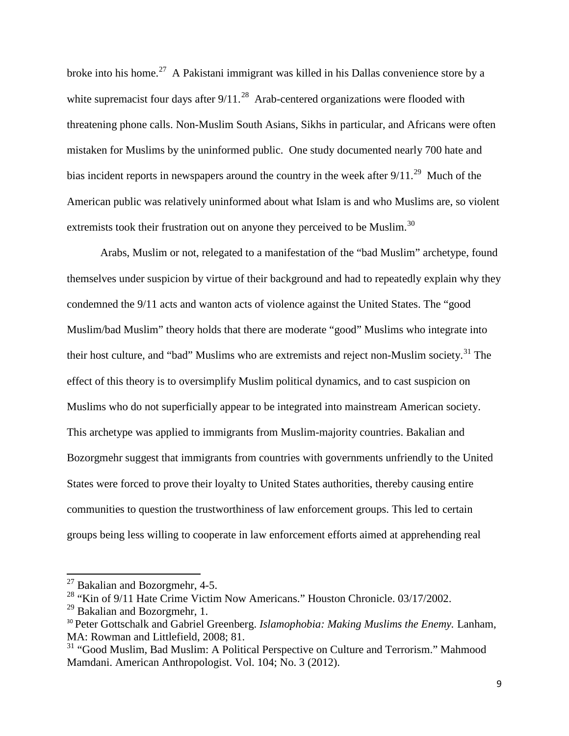broke into his home.[27] A Pakistani immigrant was killed in his Dallas convenience store by a white supremacist four days after 9/11.[28] Arab-centered organizations were flooded with threatening phone calls. Non-Muslim South Asians, Sikhs in particular, and Africans were often mistaken for Muslims by the uninformed public. One study documented nearly 700 hate and bias incident reports in newspapers around the country in the week after 9/11.[29] Much of the American public was relatively uninformed about what Islam is and who Muslims are, so violent extremists took their frustration out on anyone they perceived to be Muslim.[30]

Arabs, Muslim or not, relegated to a manifestation of the "bad Muslim" archetype, found themselves under suspicion by virtue of their background and had to repeatedly explain why they condemned the 9/11 acts and wanton acts of violence against the United States. The "good Muslim/bad Muslim" theory holds that there are moderate "good" Muslims who integrate into their host culture, and "bad" Muslims who are extremists and reject non-Muslim society.[31] The effect of this theory is to oversimplify Muslim political dynamics, and to cast suspicion on Muslims who do not superficially appear to be integrated into mainstream American society. This archetype was applied to immigrants from Muslim-majority countries. Bakalian and Bozorgmehr suggest that immigrants from countries with governments unfriendly to the United States were forced to prove their loyalty to United States authorities, thereby causing entire communities to question the trustworthiness of law enforcement groups. This led to certain groups being less willing to cooperate in law enforcement efforts aimed at apprehending real

---

[27] Bakalian and Bozorgmehr, 4-5.

[28] "Kin of 9/11 Hate Crime Victim Now Americans." Houston Chronicle. 03/17/2002.

[29] Bakalian and Bozorgmehr, 1.

[30] Peter Gottschalk and Gabriel Greenberg. *Islamophobia: Making Muslims the Enemy.* Lanham, MA: Rowman and Littlefield, 2008; 81.

[31] "Good Muslim, Bad Muslim: A Political Perspective on Culture and Terrorism." Mahmood Mamdani. American Anthropologist. Vol. 104; No. 3 (2012).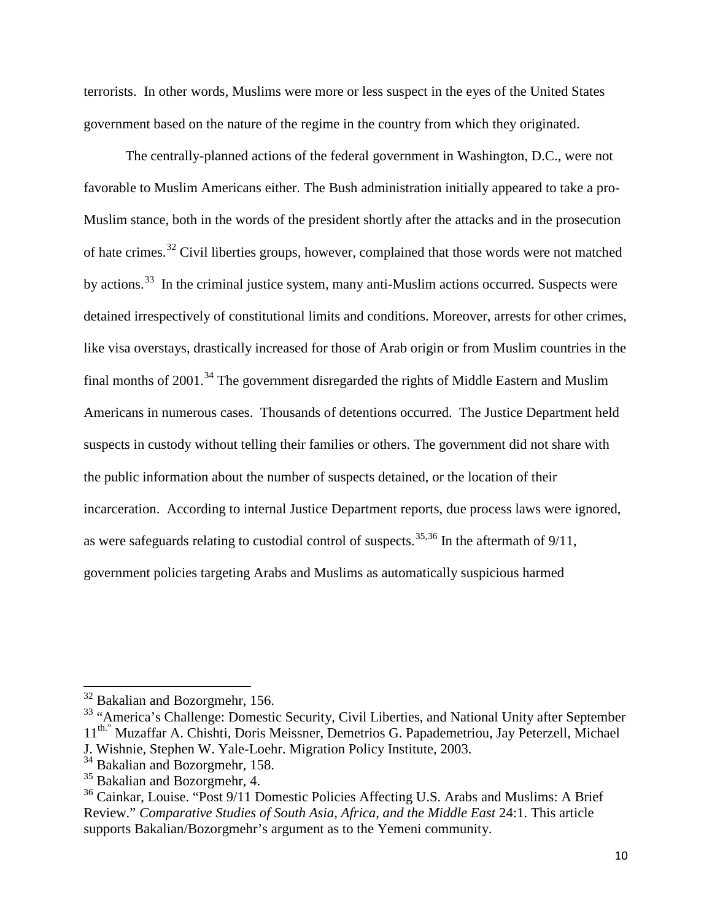terrorists. In other words, Muslims were more or less suspect in the eyes of the United States government based on the nature of the regime in the country from which they originated.

The centrally-planned actions of the federal government in Washington, D.C., were not favorable to Muslim Americans either. The Bush administration initially appeared to take a pro-Muslim stance, both in the words of the president shortly after the attacks and in the prosecution of hate crimes.[32] Civil liberties groups, however, complained that those words were not matched by actions.[33] In the criminal justice system, many anti-Muslim actions occurred. Suspects were detained irrespectively of constitutional limits and conditions. Moreover, arrests for other crimes, like visa overstays, drastically increased for those of Arab origin or from Muslim countries in the final months of 2001.[34] The government disregarded the rights of Middle Eastern and Muslim Americans in numerous cases. Thousands of detentions occurred. The Justice Department held suspects in custody without telling their families or others. The government did not share with the public information about the number of suspects detained, or the location of their incarceration. According to internal Justice Department reports, due process laws were ignored, as were safeguards relating to custodial control of suspects.[35,36] In the aftermath of 9/11, government policies targeting Arabs and Muslims as automatically suspicious harmed

---

[32] Bakalian and Bozorgmehr, 156.

[33] "America's Challenge: Domestic Security, Civil Liberties, and National Unity after September 11th." Muzaffar A. Chishti, Doris Meissner, Demetrios G. Papademetriou, Jay Peterzell, Michael J. Wishnie, Stephen W. Yale-Loehr. Migration Policy Institute, 2003.

[34] Bakalian and Bozorgmehr, 158.

[35] Bakalian and Bozorgmehr, 4.

[36] Cainkar, Louise. "Post 9/11 Domestic Policies Affecting U.S. Arabs and Muslims: A Brief Review." *Comparative Studies of South Asia, Africa, and the Middle East* 24:1. This article supports Bakalian/Bozorgmehr's argument as to the Yemeni community.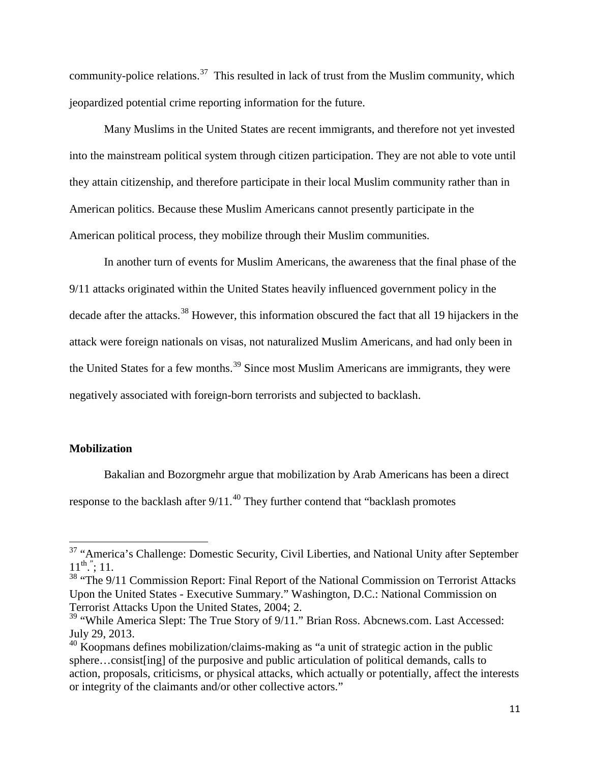community-police relations.[37] This resulted in lack of trust from the Muslim community, which jeopardized potential crime reporting information for the future.

Many Muslims in the United States are recent immigrants, and therefore not yet invested into the mainstream political system through citizen participation. They are not able to vote until they attain citizenship, and therefore participate in their local Muslim community rather than in American politics. Because these Muslim Americans cannot presently participate in the American political process, they mobilize through their Muslim communities.

In another turn of events for Muslim Americans, the awareness that the final phase of the 9/11 attacks originated within the United States heavily influenced government policy in the decade after the attacks.[38] However, this information obscured the fact that all 19 hijackers in the attack were foreign nationals on visas, not naturalized Muslim Americans, and had only been in the United States for a few months.[39] Since most Muslim Americans are immigrants, they were negatively associated with foreign-born terrorists and subjected to backlash.

**Mobilization**

Bakalian and Bozorgmehr argue that mobilization by Arab Americans has been a direct response to the backlash after 9/11.[40] They further contend that "backlash promotes

---

[37] "America's Challenge: Domestic Security, Civil Liberties, and National Unity after September 11th."; 11.

[38] "The 9/11 Commission Report: Final Report of the National Commission on Terrorist Attacks Upon the United States - Executive Summary." Washington, D.C.: National Commission on Terrorist Attacks Upon the United States, 2004; 2.

[39] "While America Slept: The True Story of 9/11." Brian Ross. Abcnews.com. Last Accessed: July 29, 2013.

[40] Koopmans defines mobilization/claims-making as "a unit of strategic action in the public sphere…consist[ing] of the purposive and public articulation of political demands, calls to action, proposals, criticisms, or physical attacks, which actually or potentially, affect the interests or integrity of the claimants and/or other collective actors."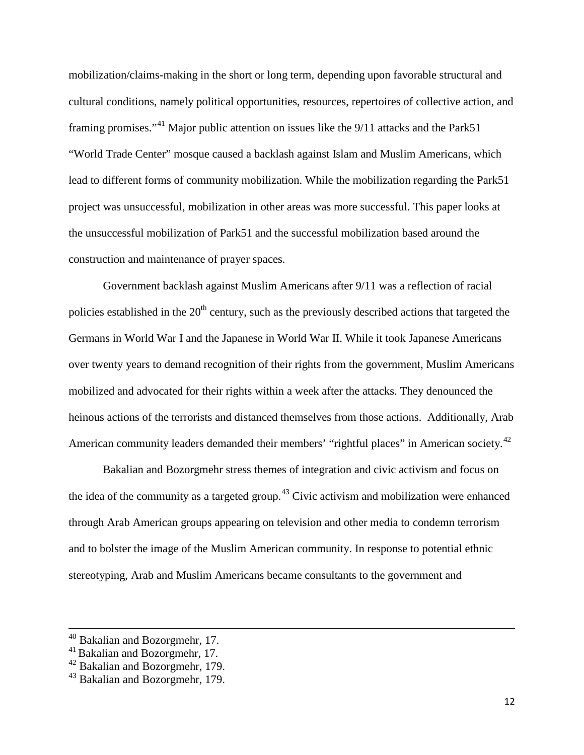mobilization/claims-making in the short or long term, depending upon favorable structural and cultural conditions, namely political opportunities, resources, repertoires of collective action, and framing promises."[41] Major public attention on issues like the 9/11 attacks and the Park51 "World Trade Center" mosque caused a backlash against Islam and Muslim Americans, which lead to different forms of community mobilization. While the mobilization regarding the Park51 project was unsuccessful, mobilization in other areas was more successful. This paper looks at the unsuccessful mobilization of Park51 and the successful mobilization based around the construction and maintenance of prayer spaces.

Government backlash against Muslim Americans after 9/11 was a reflection of racial policies established in the 20th century, such as the previously described actions that targeted the Germans in World War I and the Japanese in World War II. While it took Japanese Americans over twenty years to demand recognition of their rights from the government, Muslim Americans mobilized and advocated for their rights within a week after the attacks. They denounced the heinous actions of the terrorists and distanced themselves from those actions. Additionally, Arab American community leaders demanded their members' "rightful places" in American society.[42]

Bakalian and Bozorgmehr stress themes of integration and civic activism and focus on the idea of the community as a targeted group.[43] Civic activism and mobilization were enhanced through Arab American groups appearing on television and other media to condemn terrorism and to bolster the image of the Muslim American community. In response to potential ethnic stereotyping, Arab and Muslim Americans became consultants to the government and

---

[40] Bakalian and Bozorgmehr, 17.
[41] Bakalian and Bozorgmehr, 17.
[42] Bakalian and Bozorgmehr, 179.
[43] Bakalian and Bozorgmehr, 179.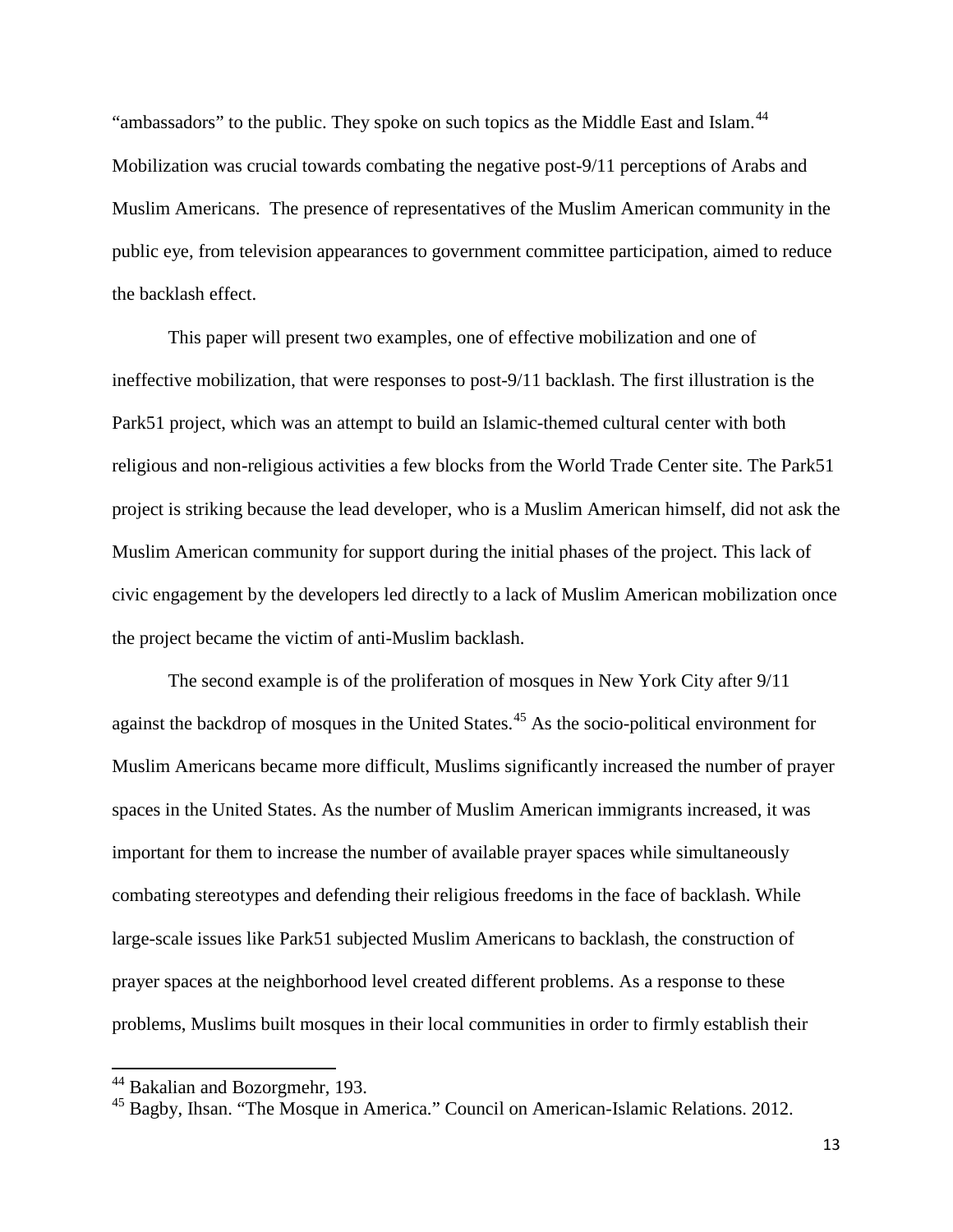"ambassadors" to the public. They spoke on such topics as the Middle East and Islam.[44] Mobilization was crucial towards combating the negative post-9/11 perceptions of Arabs and Muslim Americans. The presence of representatives of the Muslim American community in the public eye, from television appearances to government committee participation, aimed to reduce the backlash effect.

This paper will present two examples, one of effective mobilization and one of ineffective mobilization, that were responses to post-9/11 backlash. The first illustration is the Park51 project, which was an attempt to build an Islamic-themed cultural center with both religious and non-religious activities a few blocks from the World Trade Center site. The Park51 project is striking because the lead developer, who is a Muslim American himself, did not ask the Muslim American community for support during the initial phases of the project. This lack of civic engagement by the developers led directly to a lack of Muslim American mobilization once the project became the victim of anti-Muslim backlash.

The second example is of the proliferation of mosques in New York City after 9/11 against the backdrop of mosques in the United States.[45] As the socio-political environment for Muslim Americans became more difficult, Muslims significantly increased the number of prayer spaces in the United States. As the number of Muslim American immigrants increased, it was important for them to increase the number of available prayer spaces while simultaneously combating stereotypes and defending their religious freedoms in the face of backlash. While large-scale issues like Park51 subjected Muslim Americans to backlash, the construction of prayer spaces at the neighborhood level created different problems. As a response to these problems, Muslims built mosques in their local communities in order to firmly establish their

---

[44] Bakalian and Bozorgmehr, 193.

[45] Bagby, Ihsan. "The Mosque in America." Council on American-Islamic Relations. 2012.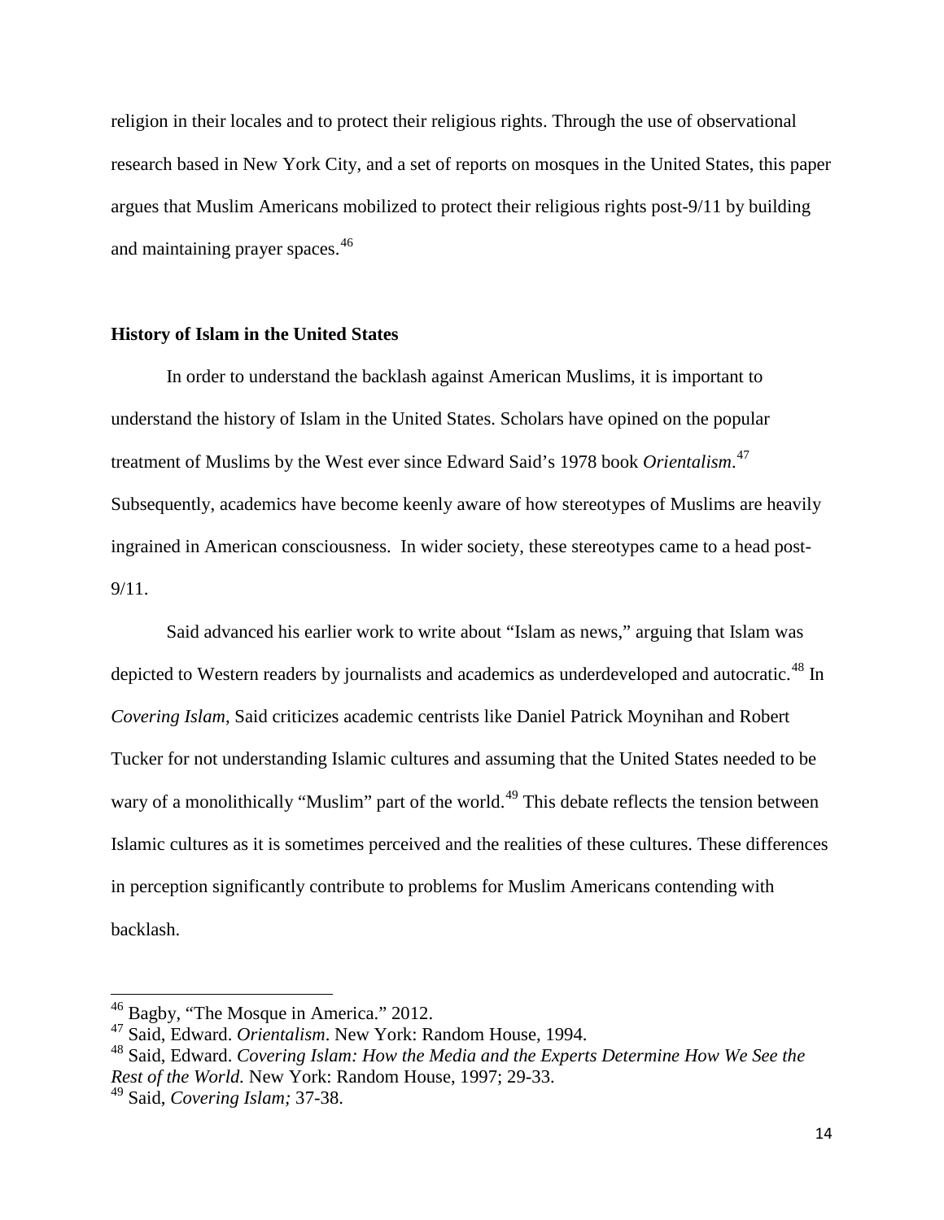religion in their locales and to protect their religious rights. Through the use of observational research based in New York City, and a set of reports on mosques in the United States, this paper argues that Muslim Americans mobilized to protect their religious rights post-9/11 by building and maintaining prayer spaces.[46]

**History of Islam in the United States**

In order to understand the backlash against American Muslims, it is important to understand the history of Islam in the United States. Scholars have opined on the popular treatment of Muslims by the West ever since Edward Said's 1978 book *Orientalism*.[47] Subsequently, academics have become keenly aware of how stereotypes of Muslims are heavily ingrained in American consciousness. In wider society, these stereotypes came to a head post-9/11.

Said advanced his earlier work to write about "Islam as news," arguing that Islam was depicted to Western readers by journalists and academics as underdeveloped and autocratic.[48] In *Covering Islam*, Said criticizes academic centrists like Daniel Patrick Moynihan and Robert Tucker for not understanding Islamic cultures and assuming that the United States needed to be wary of a monolithically "Muslim" part of the world.[49] This debate reflects the tension between Islamic cultures as it is sometimes perceived and the realities of these cultures. These differences in perception significantly contribute to problems for Muslim Americans contending with backlash.

---

[46] Bagby, "The Mosque in America." 2012.

[47] Said, Edward. *Orientalism*. New York: Random House, 1994.

[48] Said, Edward. *Covering Islam: How the Media and the Experts Determine How We See the Rest of the World.* New York: Random House, 1997; 29-33.

[49] Said, *Covering Islam;* 37-38.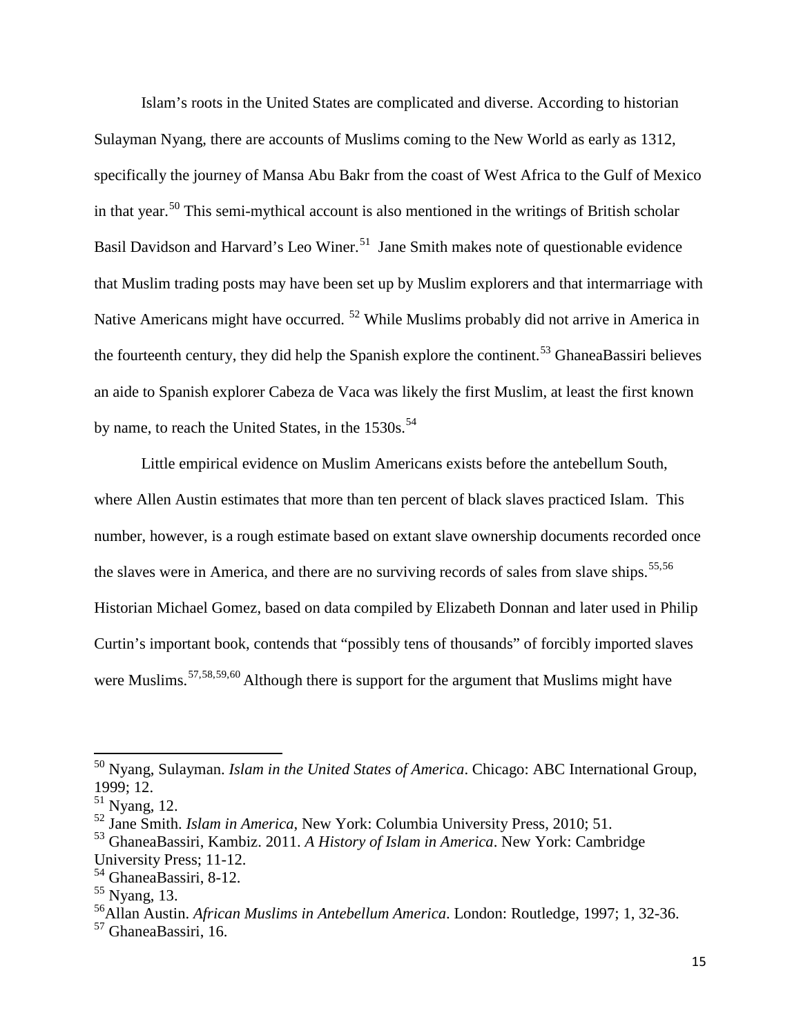Islam's roots in the United States are complicated and diverse. According to historian Sulayman Nyang, there are accounts of Muslims coming to the New World as early as 1312, specifically the journey of Mansa Abu Bakr from the coast of West Africa to the Gulf of Mexico in that year.[50] This semi-mythical account is also mentioned in the writings of British scholar Basil Davidson and Harvard's Leo Winer.[51] Jane Smith makes note of questionable evidence that Muslim trading posts may have been set up by Muslim explorers and that intermarriage with Native Americans might have occurred. [52] While Muslims probably did not arrive in America in the fourteenth century, they did help the Spanish explore the continent.[53] GhaneaBassiri believes an aide to Spanish explorer Cabeza de Vaca was likely the first Muslim, at least the first known by name, to reach the United States, in the 1530s.[54]

Little empirical evidence on Muslim Americans exists before the antebellum South, where Allen Austin estimates that more than ten percent of black slaves practiced Islam. This number, however, is a rough estimate based on extant slave ownership documents recorded once the slaves were in America, and there are no surviving records of sales from slave ships.[55,56] Historian Michael Gomez, based on data compiled by Elizabeth Donnan and later used in Philip Curtin's important book, contends that "possibly tens of thousands" of forcibly imported slaves were Muslims.[57,58,59,60] Although there is support for the argument that Muslims might have

---

[50] Nyang, Sulayman. *Islam in the United States of America*. Chicago: ABC International Group, 1999; 12.

[51] Nyang, 12.

[52] Jane Smith. *Islam in America*, New York: Columbia University Press, 2010; 51.

[53] GhaneaBassiri, Kambiz. 2011. *A History of Islam in America*. New York: Cambridge University Press; 11-12.

[54] GhaneaBassiri, 8-12.

[55] Nyang, 13.

[56] Allan Austin. *African Muslims in Antebellum America*. London: Routledge, 1997; 1, 32-36.

[57] GhaneaBassiri, 16.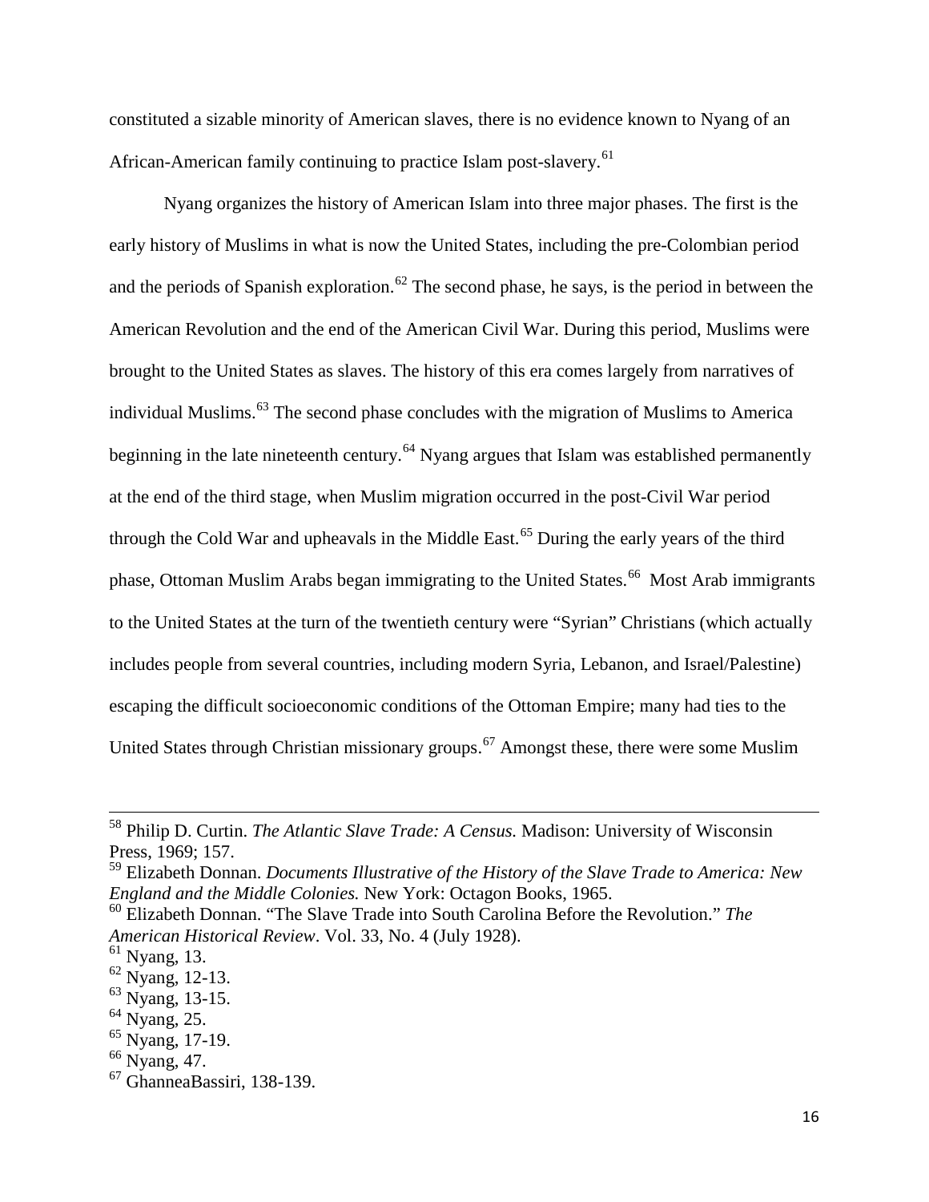constituted a sizable minority of American slaves, there is no evidence known to Nyang of an African-American family continuing to practice Islam post-slavery.[61]

Nyang organizes the history of American Islam into three major phases. The first is the early history of Muslims in what is now the United States, including the pre-Colombian period and the periods of Spanish exploration.[62] The second phase, he says, is the period in between the American Revolution and the end of the American Civil War. During this period, Muslims were brought to the United States as slaves. The history of this era comes largely from narratives of individual Muslims.[63] The second phase concludes with the migration of Muslims to America beginning in the late nineteenth century.[64] Nyang argues that Islam was established permanently at the end of the third stage, when Muslim migration occurred in the post-Civil War period through the Cold War and upheavals in the Middle East.[65] During the early years of the third phase, Ottoman Muslim Arabs began immigrating to the United States.[66] Most Arab immigrants to the United States at the turn of the twentieth century were "Syrian" Christians (which actually includes people from several countries, including modern Syria, Lebanon, and Israel/Palestine) escaping the difficult socioeconomic conditions of the Ottoman Empire; many had ties to the United States through Christian missionary groups.[67] Amongst these, there were some Muslim

---

[58] Philip D. Curtin. *The Atlantic Slave Trade: A Census.* Madison: University of Wisconsin Press, 1969; 157.

[59] Elizabeth Donnan. *Documents Illustrative of the History of the Slave Trade to America: New England and the Middle Colonies.* New York: Octagon Books, 1965.

[60] Elizabeth Donnan. "The Slave Trade into South Carolina Before the Revolution." *The American Historical Review*. Vol. 33, No. 4 (July 1928).

[61] Nyang, 13.

[62] Nyang, 12-13.

[63] Nyang, 13-15.

[64] Nyang, 25.

[65] Nyang, 17-19.

[66] Nyang, 47.

[67] GhanneaBassiri, 138-139.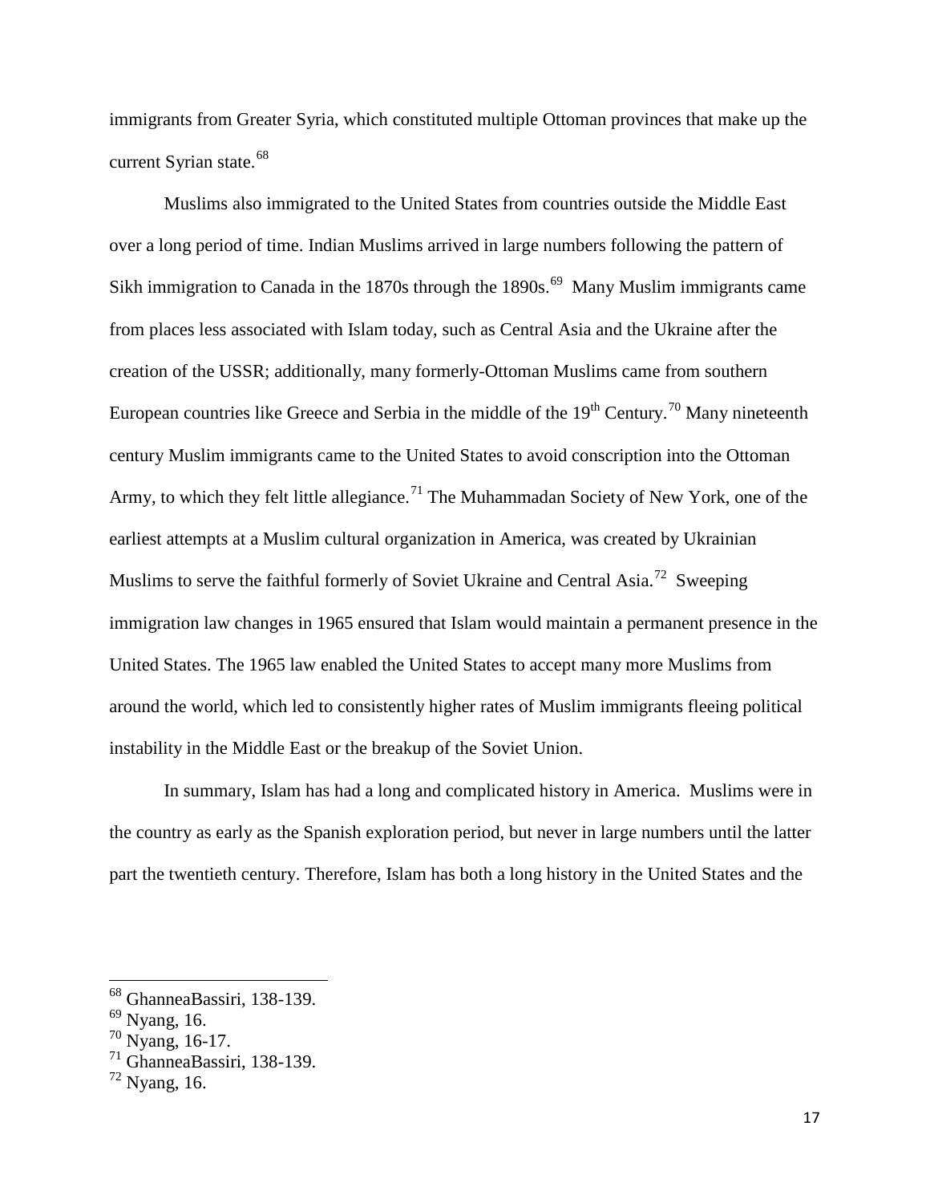immigrants from Greater Syria, which constituted multiple Ottoman provinces that make up the current Syrian state.[68]

Muslims also immigrated to the United States from countries outside the Middle East over a long period of time. Indian Muslims arrived in large numbers following the pattern of Sikh immigration to Canada in the 1870s through the 1890s.[69] Many Muslim immigrants came from places less associated with Islam today, such as Central Asia and the Ukraine after the creation of the USSR; additionally, many formerly-Ottoman Muslims came from southern European countries like Greece and Serbia in the middle of the 19th Century.[70] Many nineteenth century Muslim immigrants came to the United States to avoid conscription into the Ottoman Army, to which they felt little allegiance.[71] The Muhammadan Society of New York, one of the earliest attempts at a Muslim cultural organization in America, was created by Ukrainian Muslims to serve the faithful formerly of Soviet Ukraine and Central Asia.[72] Sweeping immigration law changes in 1965 ensured that Islam would maintain a permanent presence in the United States. The 1965 law enabled the United States to accept many more Muslims from around the world, which led to consistently higher rates of Muslim immigrants fleeing political instability in the Middle East or the breakup of the Soviet Union.

In summary, Islam has had a long and complicated history in America. Muslims were in the country as early as the Spanish exploration period, but never in large numbers until the latter part the twentieth century. Therefore, Islam has both a long history in the United States and the

---

[68] GhanneaBassiri, 138-139.

[69] Nyang, 16.

[70] Nyang, 16-17.

[71] GhanneaBassiri, 138-139.

[72] Nyang, 16.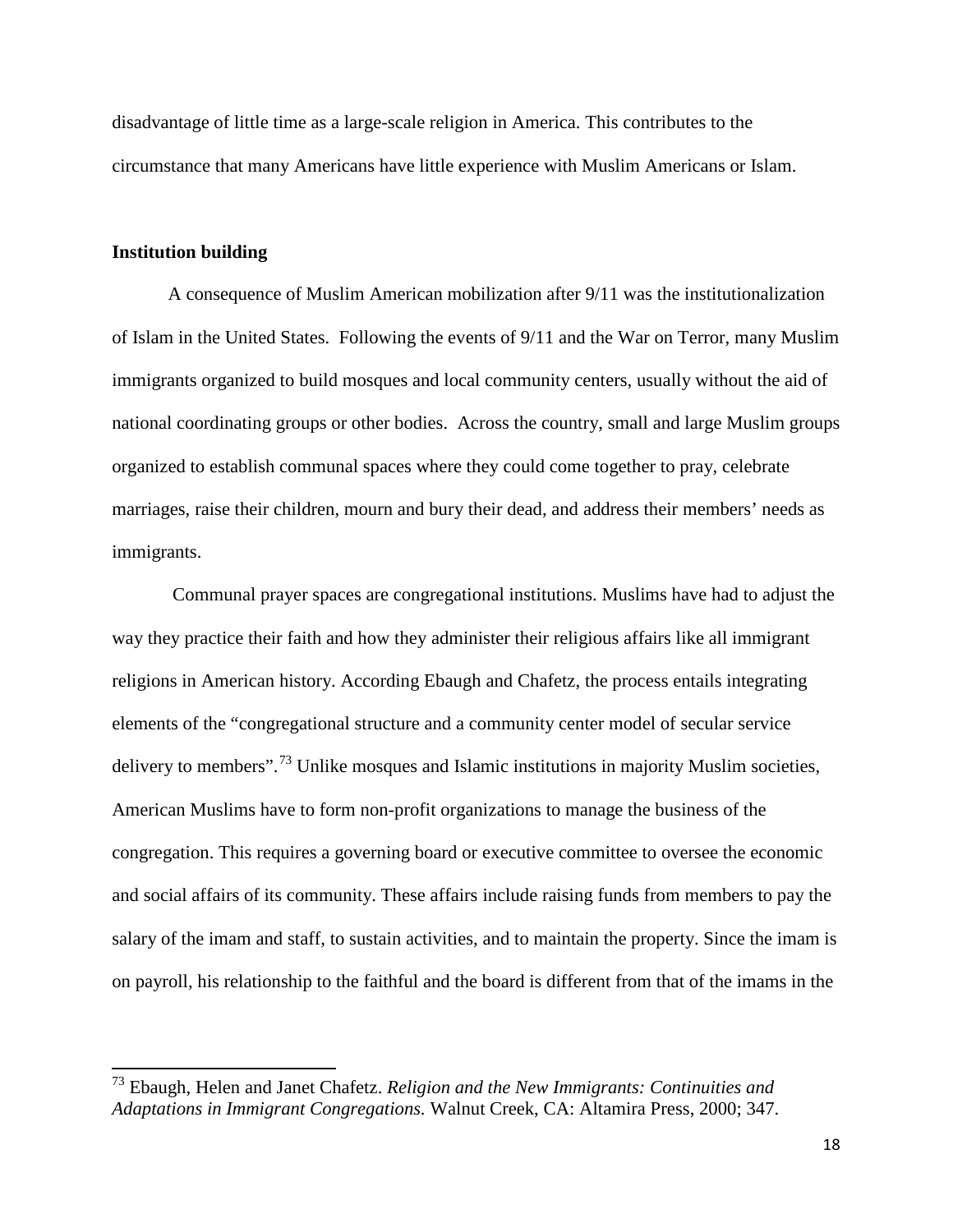disadvantage of little time as a large-scale religion in America. This contributes to the circumstance that many Americans have little experience with Muslim Americans or Islam.

**Institution building**

A consequence of Muslim American mobilization after 9/11 was the institutionalization of Islam in the United States. Following the events of 9/11 and the War on Terror, many Muslim immigrants organized to build mosques and local community centers, usually without the aid of national coordinating groups or other bodies. Across the country, small and large Muslim groups organized to establish communal spaces where they could come together to pray, celebrate marriages, raise their children, mourn and bury their dead, and address their members' needs as immigrants.

Communal prayer spaces are congregational institutions. Muslims have had to adjust the way they practice their faith and how they administer their religious affairs like all immigrant religions in American history. According Ebaugh and Chafetz, the process entails integrating elements of the "congregational structure and a community center model of secular service delivery to members".[73] Unlike mosques and Islamic institutions in majority Muslim societies, American Muslims have to form non-profit organizations to manage the business of the congregation. This requires a governing board or executive committee to oversee the economic and social affairs of its community. These affairs include raising funds from members to pay the salary of the imam and staff, to sustain activities, and to maintain the property. Since the imam is on payroll, his relationship to the faithful and the board is different from that of the imams in the

---

[73] Ebaugh, Helen and Janet Chafetz. *Religion and the New Immigrants: Continuities and Adaptations in Immigrant Congregations.* Walnut Creek, CA: Altamira Press, 2000; 347.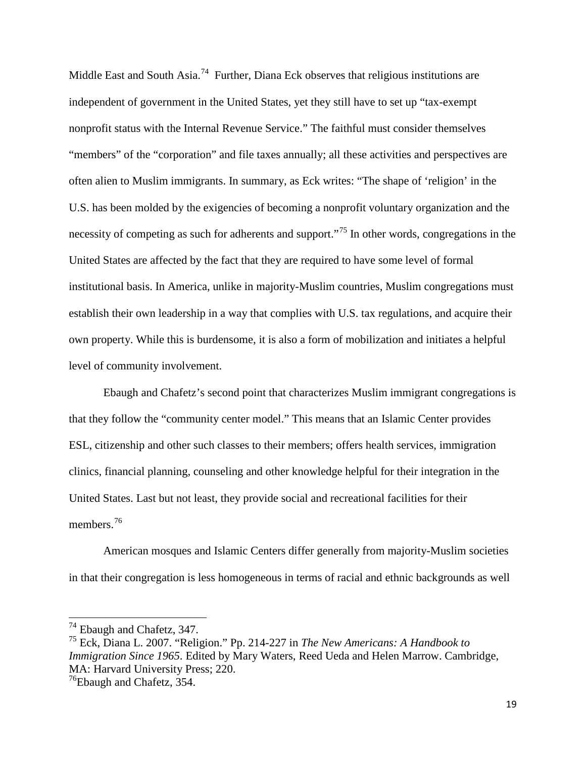Middle East and South Asia.[74] Further, Diana Eck observes that religious institutions are independent of government in the United States, yet they still have to set up "tax-exempt nonprofit status with the Internal Revenue Service." The faithful must consider themselves "members" of the "corporation" and file taxes annually; all these activities and perspectives are often alien to Muslim immigrants. In summary, as Eck writes: "The shape of 'religion' in the U.S. has been molded by the exigencies of becoming a nonprofit voluntary organization and the necessity of competing as such for adherents and support."[75] In other words, congregations in the United States are affected by the fact that they are required to have some level of formal institutional basis. In America, unlike in majority-Muslim countries, Muslim congregations must establish their own leadership in a way that complies with U.S. tax regulations, and acquire their own property. While this is burdensome, it is also a form of mobilization and initiates a helpful level of community involvement.

Ebaugh and Chafetz's second point that characterizes Muslim immigrant congregations is that they follow the "community center model." This means that an Islamic Center provides ESL, citizenship and other such classes to their members; offers health services, immigration clinics, financial planning, counseling and other knowledge helpful for their integration in the United States. Last but not least, they provide social and recreational facilities for their members.[76]

American mosques and Islamic Centers differ generally from majority-Muslim societies in that their congregation is less homogeneous in terms of racial and ethnic backgrounds as well

---

[74] Ebaugh and Chafetz, 347.

[75] Eck, Diana L. 2007. "Religion." Pp. 214-227 in *The New Americans: A Handbook to Immigration Since 1965*. Edited by Mary Waters, Reed Ueda and Helen Marrow. Cambridge, MA: Harvard University Press; 220.

[76] Ebaugh and Chafetz, 354.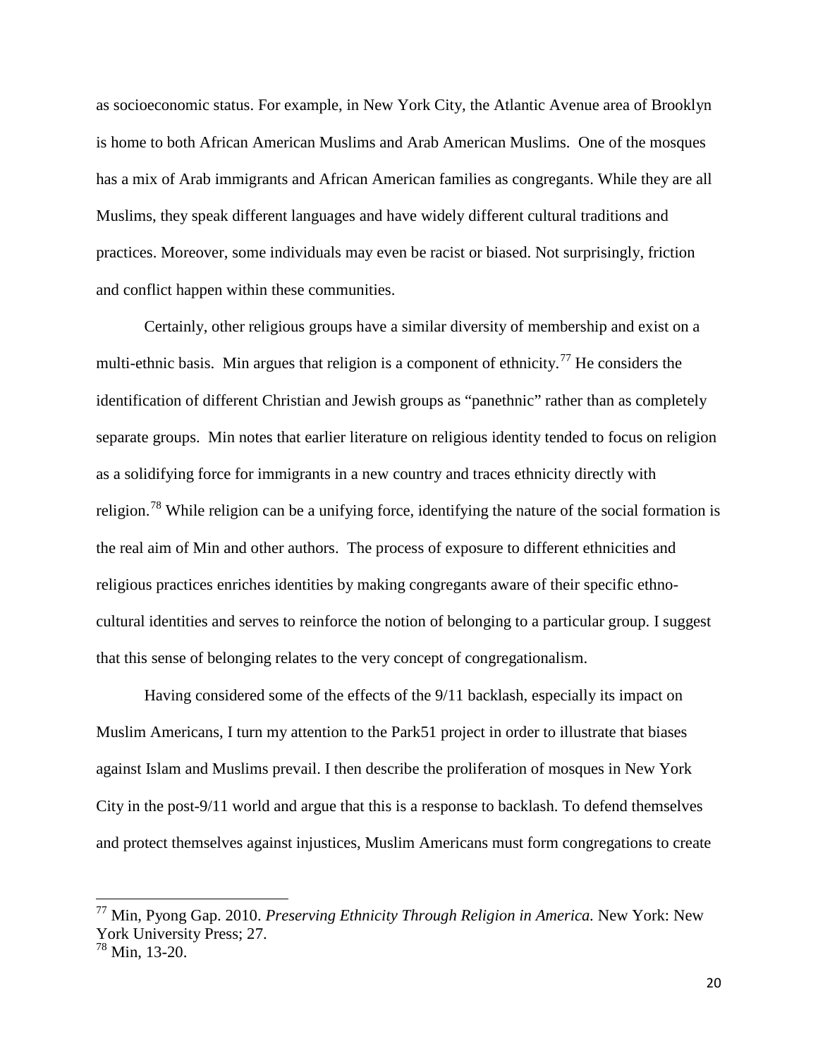as socioeconomic status. For example, in New York City, the Atlantic Avenue area of Brooklyn is home to both African American Muslims and Arab American Muslims. One of the mosques has a mix of Arab immigrants and African American families as congregants. While they are all Muslims, they speak different languages and have widely different cultural traditions and practices. Moreover, some individuals may even be racist or biased. Not surprisingly, friction and conflict happen within these communities.

Certainly, other religious groups have a similar diversity of membership and exist on a multi-ethnic basis. Min argues that religion is a component of ethnicity.[77] He considers the identification of different Christian and Jewish groups as "panethnic" rather than as completely separate groups. Min notes that earlier literature on religious identity tended to focus on religion as a solidifying force for immigrants in a new country and traces ethnicity directly with religion.[78] While religion can be a unifying force, identifying the nature of the social formation is the real aim of Min and other authors. The process of exposure to different ethnicities and religious practices enriches identities by making congregants aware of their specific ethno-cultural identities and serves to reinforce the notion of belonging to a particular group. I suggest that this sense of belonging relates to the very concept of congregationalism.

Having considered some of the effects of the 9/11 backlash, especially its impact on Muslim Americans, I turn my attention to the Park51 project in order to illustrate that biases against Islam and Muslims prevail. I then describe the proliferation of mosques in New York City in the post-9/11 world and argue that this is a response to backlash. To defend themselves and protect themselves against injustices, Muslim Americans must form congregations to create

---

[77] Min, Pyong Gap. 2010. *Preserving Ethnicity Through Religion in America.* New York: New York University Press; 27.

[78] Min, 13-20.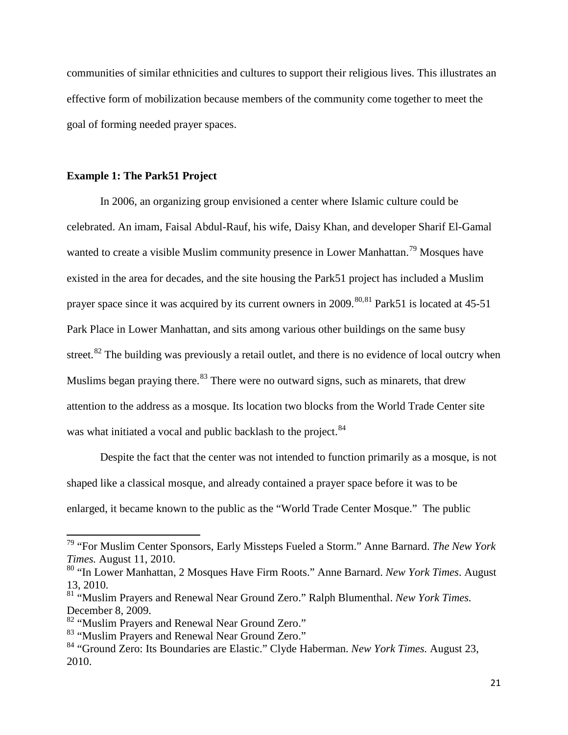communities of similar ethnicities and cultures to support their religious lives. This illustrates an effective form of mobilization because members of the community come together to meet the goal of forming needed prayer spaces.

### Example 1: The Park51 Project

In 2006, an organizing group envisioned a center where Islamic culture could be celebrated. An imam, Faisal Abdul-Rauf, his wife, Daisy Khan, and developer Sharif El-Gamal wanted to create a visible Muslim community presence in Lower Manhattan.[79] Mosques have existed in the area for decades, and the site housing the Park51 project has included a Muslim prayer space since it was acquired by its current owners in 2009.[80,81] Park51 is located at 45-51 Park Place in Lower Manhattan, and sits among various other buildings on the same busy street.[82] The building was previously a retail outlet, and there is no evidence of local outcry when Muslims began praying there.[83] There were no outward signs, such as minarets, that drew attention to the address as a mosque. Its location two blocks from the World Trade Center site was what initiated a vocal and public backlash to the project.[84]

Despite the fact that the center was not intended to function primarily as a mosque, is not shaped like a classical mosque, and already contained a prayer space before it was to be enlarged, it became known to the public as the "World Trade Center Mosque." The public

---

[79] "For Muslim Center Sponsors, Early Missteps Fueled a Storm." Anne Barnard. *The New York Times.* August 11, 2010.

[80] "In Lower Manhattan, 2 Mosques Have Firm Roots." Anne Barnard. *New York Times*. August 13, 2010.

[81] "Muslim Prayers and Renewal Near Ground Zero." Ralph Blumenthal. *New York Times.* December 8, 2009.

[82] "Muslim Prayers and Renewal Near Ground Zero."

[83] "Muslim Prayers and Renewal Near Ground Zero."

[84] "Ground Zero: Its Boundaries are Elastic." Clyde Haberman. *New York Times.* August 23, 2010.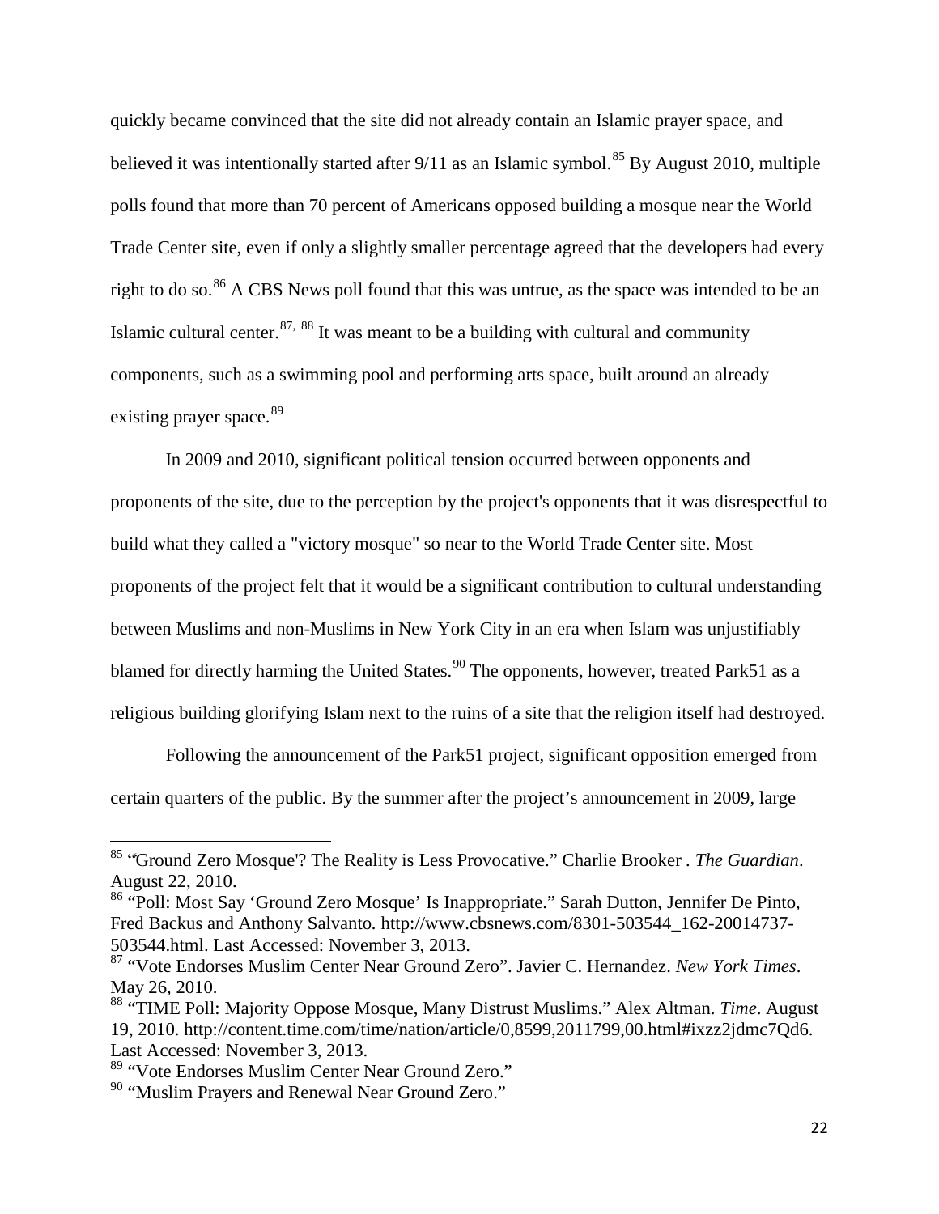quickly became convinced that the site did not already contain an Islamic prayer space, and believed it was intentionally started after 9/11 as an Islamic symbol.[85] By August 2010, multiple polls found that more than 70 percent of Americans opposed building a mosque near the World Trade Center site, even if only a slightly smaller percentage agreed that the developers had every right to do so.[86] A CBS News poll found that this was untrue, as the space was intended to be an Islamic cultural center.[87, 88] It was meant to be a building with cultural and community components, such as a swimming pool and performing arts space, built around an already existing prayer space.[89]

In 2009 and 2010, significant political tension occurred between opponents and proponents of the site, due to the perception by the project's opponents that it was disrespectful to build what they called a "victory mosque" so near to the World Trade Center site. Most proponents of the project felt that it would be a significant contribution to cultural understanding between Muslims and non-Muslims in New York City in an era when Islam was unjustifiably blamed for directly harming the United States.[90] The opponents, however, treated Park51 as a religious building glorifying Islam next to the ruins of a site that the religion itself had destroyed.

Following the announcement of the Park51 project, significant opposition emerged from certain quarters of the public. By the summer after the project's announcement in 2009, large

---

[85] "'Ground Zero Mosque'? The Reality is Less Provocative." Charlie Brooker . *The Guardian*. August 22, 2010.

[86] "Poll: Most Say 'Ground Zero Mosque' Is Inappropriate." Sarah Dutton, Jennifer De Pinto, Fred Backus and Anthony Salvanto. http://www.cbsnews.com/8301-503544_162-20014737-503544.html. Last Accessed: November 3, 2013.

[87] "Vote Endorses Muslim Center Near Ground Zero". Javier C. Hernandez. *New York Times*. May 26, 2010.

[88] "TIME Poll: Majority Oppose Mosque, Many Distrust Muslims." Alex Altman. *Time*. August 19, 2010. http://content.time.com/time/nation/article/0,8599,2011799,00.html#ixzz2jdmc7Qd6. Last Accessed: November 3, 2013.

[89] "Vote Endorses Muslim Center Near Ground Zero."

[90] "Muslim Prayers and Renewal Near Ground Zero."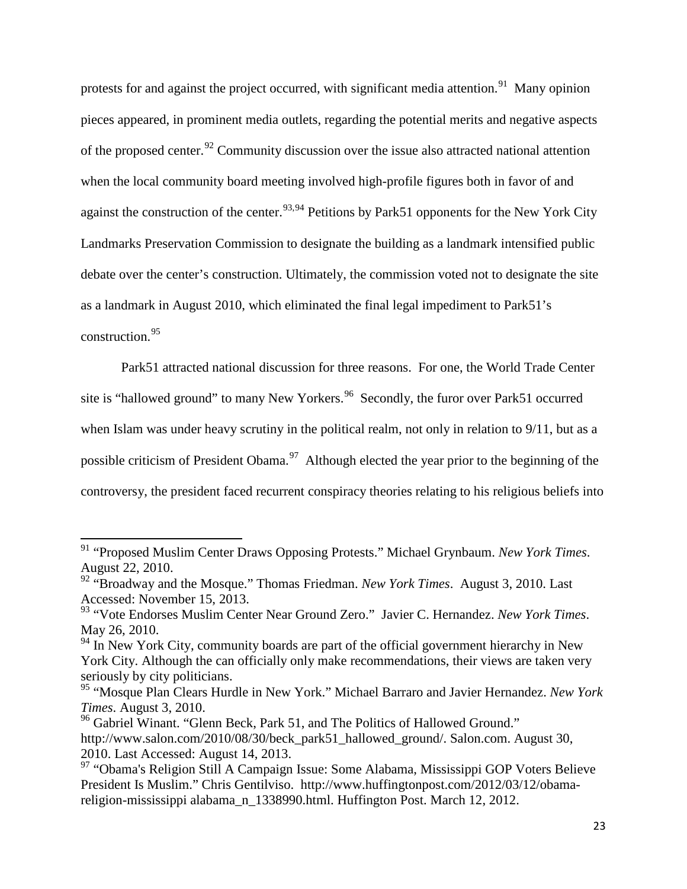protests for and against the project occurred, with significant media attention.[91] Many opinion pieces appeared, in prominent media outlets, regarding the potential merits and negative aspects of the proposed center.[92] Community discussion over the issue also attracted national attention when the local community board meeting involved high-profile figures both in favor of and against the construction of the center.[93,94] Petitions by Park51 opponents for the New York City Landmarks Preservation Commission to designate the building as a landmark intensified public debate over the center's construction. Ultimately, the commission voted not to designate the site as a landmark in August 2010, which eliminated the final legal impediment to Park51's construction.[95]

Park51 attracted national discussion for three reasons. For one, the World Trade Center site is "hallowed ground" to many New Yorkers.[96] Secondly, the furor over Park51 occurred when Islam was under heavy scrutiny in the political realm, not only in relation to 9/11, but as a possible criticism of President Obama.[97] Although elected the year prior to the beginning of the controversy, the president faced recurrent conspiracy theories relating to his religious beliefs into

---

[91] "Proposed Muslim Center Draws Opposing Protests." Michael Grynbaum. *New York Times*. August 22, 2010.

[92] "Broadway and the Mosque." Thomas Friedman. *New York Times*. August 3, 2010. Last Accessed: November 15, 2013.

[93] "Vote Endorses Muslim Center Near Ground Zero." Javier C. Hernandez. *New York Times*. May 26, 2010.

[94] In New York City, community boards are part of the official government hierarchy in New York City. Although the can officially only make recommendations, their views are taken very seriously by city politicians.

[95] "Mosque Plan Clears Hurdle in New York." Michael Barraro and Javier Hernandez. *New York Times*. August 3, 2010.

[96] Gabriel Winant. "Glenn Beck, Park 51, and The Politics of Hallowed Ground." http://www.salon.com/2010/08/30/beck_park51_hallowed_ground/. Salon.com. August 30, 2010. Last Accessed: August 14, 2013.

[97] "Obama's Religion Still A Campaign Issue: Some Alabama, Mississippi GOP Voters Believe President Is Muslim." Chris Gentilviso. http://www.huffingtonpost.com/2012/03/12/obama-religion-mississippi alabama_n_1338990.html. Huffington Post. March 12, 2012.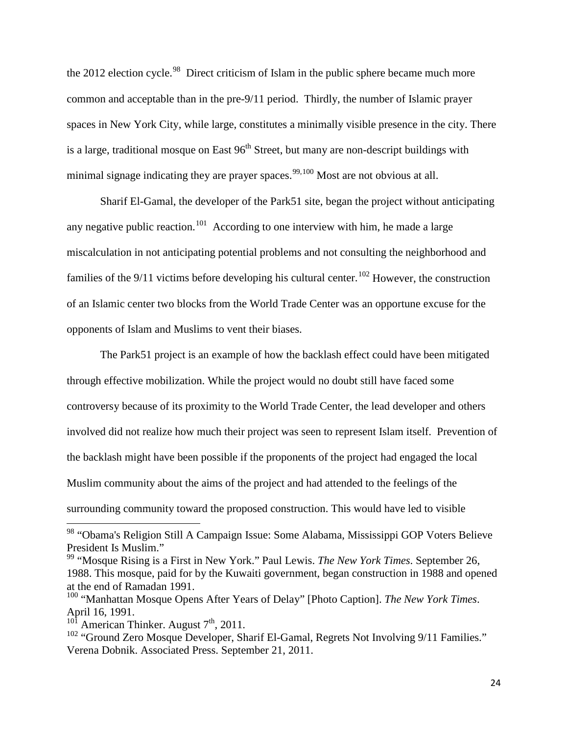the 2012 election cycle.[98] Direct criticism of Islam in the public sphere became much more common and acceptable than in the pre-9/11 period. Thirdly, the number of Islamic prayer spaces in New York City, while large, constitutes a minimally visible presence in the city. There is a large, traditional mosque on East 96th Street, but many are non-descript buildings with minimal signage indicating they are prayer spaces.[99,100] Most are not obvious at all.

Sharif El-Gamal, the developer of the Park51 site, began the project without anticipating any negative public reaction.[101] According to one interview with him, he made a large miscalculation in not anticipating potential problems and not consulting the neighborhood and families of the 9/11 victims before developing his cultural center.[102] However, the construction of an Islamic center two blocks from the World Trade Center was an opportune excuse for the opponents of Islam and Muslims to vent their biases.

The Park51 project is an example of how the backlash effect could have been mitigated through effective mobilization. While the project would no doubt still have faced some controversy because of its proximity to the World Trade Center, the lead developer and others involved did not realize how much their project was seen to represent Islam itself. Prevention of the backlash might have been possible if the proponents of the project had engaged the local Muslim community about the aims of the project and had attended to the feelings of the surrounding community toward the proposed construction. This would have led to visible

---

[98] "Obama's Religion Still A Campaign Issue: Some Alabama, Mississippi GOP Voters Believe President Is Muslim."

[99] "Mosque Rising is a First in New York." Paul Lewis. *The New York Times*. September 26, 1988. This mosque, paid for by the Kuwaiti government, began construction in 1988 and opened at the end of Ramadan 1991.

[100] "Manhattan Mosque Opens After Years of Delay" [Photo Caption]. *The New York Times*. April 16, 1991.

[101] American Thinker. August 7th, 2011.

[102] "Ground Zero Mosque Developer, Sharif El-Gamal, Regrets Not Involving 9/11 Families." Verena Dobnik. Associated Press. September 21, 2011.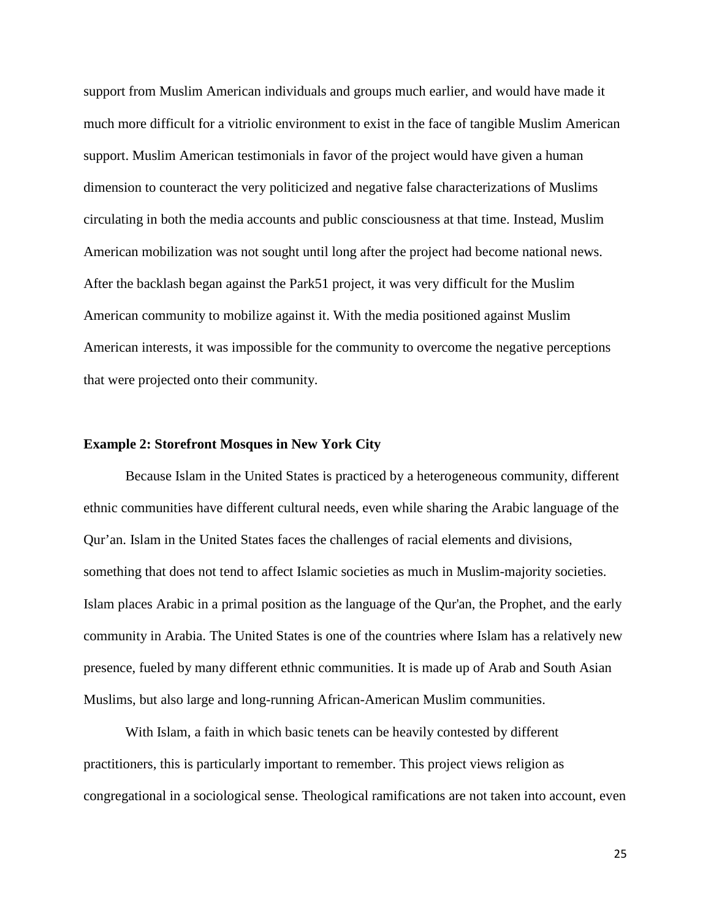support from Muslim American individuals and groups much earlier, and would have made it much more difficult for a vitriolic environment to exist in the face of tangible Muslim American support. Muslim American testimonials in favor of the project would have given a human dimension to counteract the very politicized and negative false characterizations of Muslims circulating in both the media accounts and public consciousness at that time. Instead, Muslim American mobilization was not sought until long after the project had become national news. After the backlash began against the Park51 project, it was very difficult for the Muslim American community to mobilize against it. With the media positioned against Muslim American interests, it was impossible for the community to overcome the negative perceptions that were projected onto their community.

**Example 2: Storefront Mosques in New York City**

Because Islam in the United States is practiced by a heterogeneous community, different ethnic communities have different cultural needs, even while sharing the Arabic language of the Qur'an. Islam in the United States faces the challenges of racial elements and divisions, something that does not tend to affect Islamic societies as much in Muslim-majority societies. Islam places Arabic in a primal position as the language of the Qur'an, the Prophet, and the early community in Arabia. The United States is one of the countries where Islam has a relatively new presence, fueled by many different ethnic communities. It is made up of Arab and South Asian Muslims, but also large and long-running African-American Muslim communities.

With Islam, a faith in which basic tenets can be heavily contested by different practitioners, this is particularly important to remember. This project views religion as congregational in a sociological sense. Theological ramifications are not taken into account, even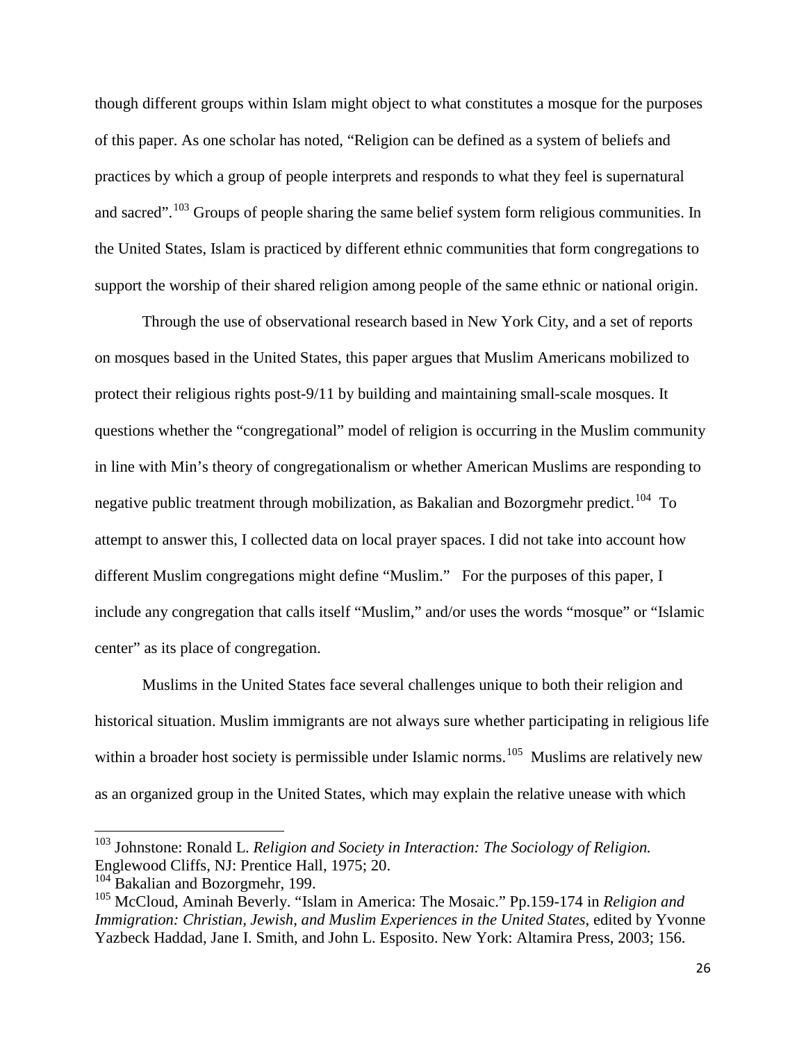though different groups within Islam might object to what constitutes a mosque for the purposes of this paper. As one scholar has noted, "Religion can be defined as a system of beliefs and practices by which a group of people interprets and responds to what they feel is supernatural and sacred".[103] Groups of people sharing the same belief system form religious communities. In the United States, Islam is practiced by different ethnic communities that form congregations to support the worship of their shared religion among people of the same ethnic or national origin.

Through the use of observational research based in New York City, and a set of reports on mosques based in the United States, this paper argues that Muslim Americans mobilized to protect their religious rights post-9/11 by building and maintaining small-scale mosques. It questions whether the "congregational" model of religion is occurring in the Muslim community in line with Min's theory of congregationalism or whether American Muslims are responding to negative public treatment through mobilization, as Bakalian and Bozorgmehr predict.[104] To attempt to answer this, I collected data on local prayer spaces. I did not take into account how different Muslim congregations might define "Muslim." For the purposes of this paper, I include any congregation that calls itself "Muslim," and/or uses the words "mosque" or "Islamic center" as its place of congregation.

Muslims in the United States face several challenges unique to both their religion and historical situation. Muslim immigrants are not always sure whether participating in religious life within a broader host society is permissible under Islamic norms.[105] Muslims are relatively new as an organized group in the United States, which may explain the relative unease with which

---

[103] Johnstone: Ronald L. *Religion and Society in Interaction: The Sociology of Religion.* Englewood Cliffs, NJ: Prentice Hall, 1975; 20.

[104] Bakalian and Bozorgmehr, 199.

[105] McCloud, Aminah Beverly. "Islam in America: The Mosaic." Pp.159-174 in *Religion and Immigration: Christian, Jewish, and Muslim Experiences in the United States*, edited by Yvonne Yazbeck Haddad, Jane I. Smith, and John L. Esposito. New York: Altamira Press, 2003; 156.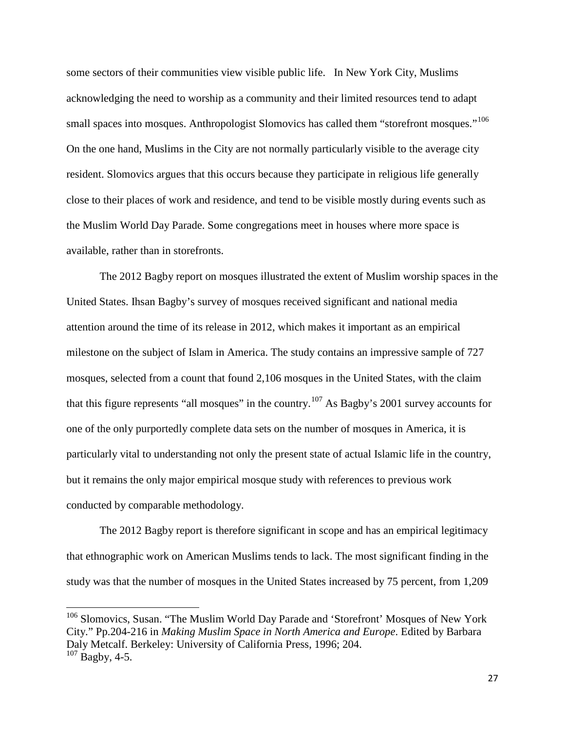some sectors of their communities view visible public life. In New York City, Muslims acknowledging the need to worship as a community and their limited resources tend to adapt small spaces into mosques. Anthropologist Slomovics has called them "storefront mosques."[106] On the one hand, Muslims in the City are not normally particularly visible to the average city resident. Slomovics argues that this occurs because they participate in religious life generally close to their places of work and residence, and tend to be visible mostly during events such as the Muslim World Day Parade. Some congregations meet in houses where more space is available, rather than in storefronts.

The 2012 Bagby report on mosques illustrated the extent of Muslim worship spaces in the United States. Ihsan Bagby's survey of mosques received significant and national media attention around the time of its release in 2012, which makes it important as an empirical milestone on the subject of Islam in America. The study contains an impressive sample of 727 mosques, selected from a count that found 2,106 mosques in the United States, with the claim that this figure represents "all mosques" in the country.[107] As Bagby's 2001 survey accounts for one of the only purportedly complete data sets on the number of mosques in America, it is particularly vital to understanding not only the present state of actual Islamic life in the country, but it remains the only major empirical mosque study with references to previous work conducted by comparable methodology.

The 2012 Bagby report is therefore significant in scope and has an empirical legitimacy that ethnographic work on American Muslims tends to lack. The most significant finding in the study was that the number of mosques in the United States increased by 75 percent, from 1,209

---

[106] Slomovics, Susan. "The Muslim World Day Parade and 'Storefront' Mosques of New York City." Pp.204-216 in *Making Muslim Space in North America and Europe*. Edited by Barbara Daly Metcalf. Berkeley: University of California Press, 1996; 204.

[107] Bagby, 4-5.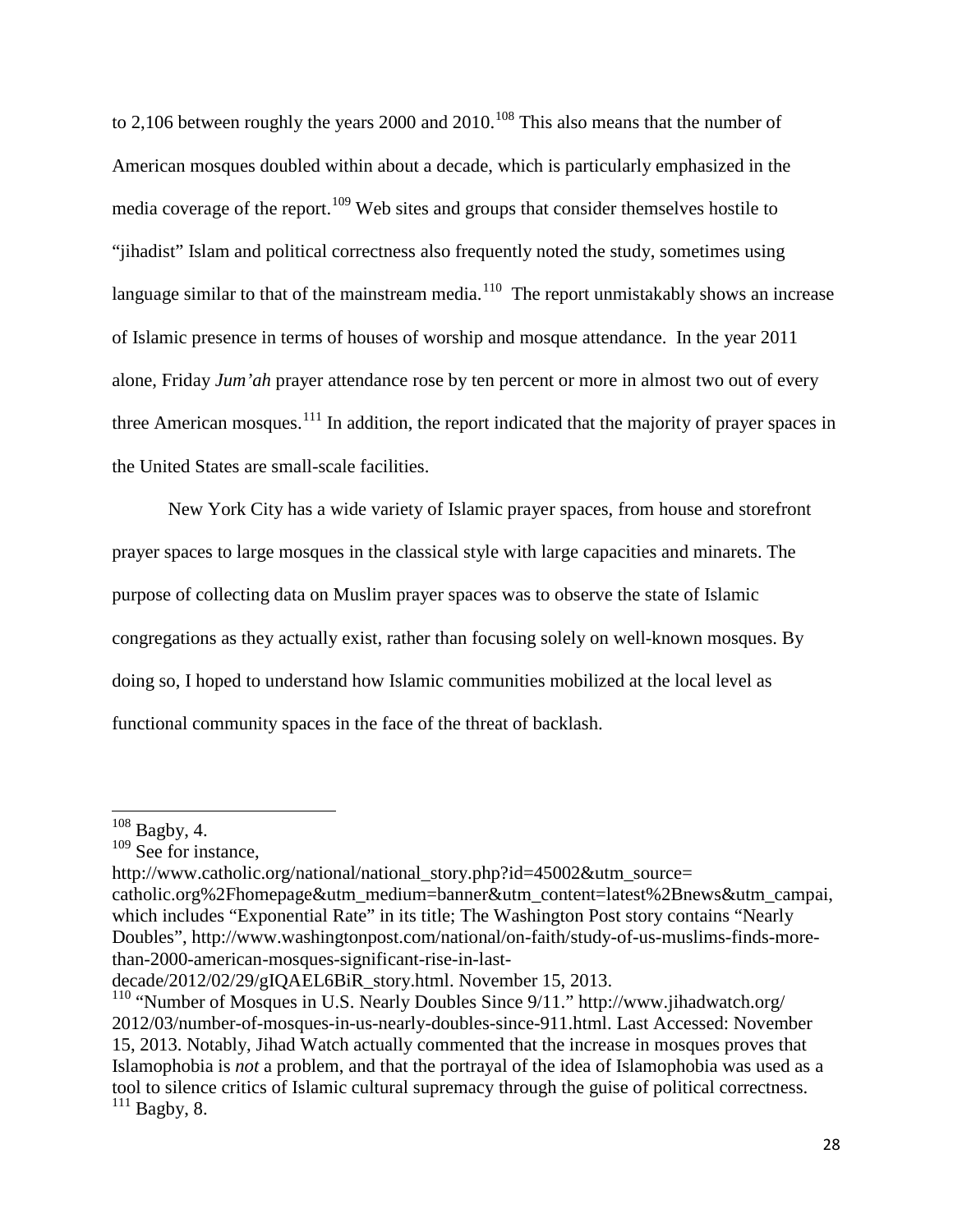to 2,106 between roughly the years 2000 and 2010.[108] This also means that the number of American mosques doubled within about a decade, which is particularly emphasized in the media coverage of the report.[109] Web sites and groups that consider themselves hostile to "jihadist" Islam and political correctness also frequently noted the study, sometimes using language similar to that of the mainstream media.[110] The report unmistakably shows an increase of Islamic presence in terms of houses of worship and mosque attendance. In the year 2011 alone, Friday *Jum'ah* prayer attendance rose by ten percent or more in almost two out of every three American mosques.[111] In addition, the report indicated that the majority of prayer spaces in the United States are small-scale facilities.

New York City has a wide variety of Islamic prayer spaces, from house and storefront prayer spaces to large mosques in the classical style with large capacities and minarets. The purpose of collecting data on Muslim prayer spaces was to observe the state of Islamic congregations as they actually exist, rather than focusing solely on well-known mosques. By doing so, I hoped to understand how Islamic communities mobilized at the local level as functional community spaces in the face of the threat of backlash.

---

[108] Bagby, 4.

[109] See for instance, http://www.catholic.org/national/national_story.php?id=45002&utm_source=catholic.org%2Fhomepage&utm_medium=banner&utm_content=latest%2Bnews&utm_campai, which includes "Exponential Rate" in its title; The Washington Post story contains "Nearly Doubles", http://www.washingtonpost.com/national/on-faith/study-of-us-muslims-finds-more-than-2000-american-mosques-significant-rise-in-last-decade/2012/02/29/gIQAEL6BiR_story.html. November 15, 2013.

[110] "Number of Mosques in U.S. Nearly Doubles Since 9/11." http://www.jihadwatch.org/2012/03/number-of-mosques-in-us-nearly-doubles-since-911.html. Last Accessed: November 15, 2013. Notably, Jihad Watch actually commented that the increase in mosques proves that Islamophobia is *not* a problem, and that the portrayal of the idea of Islamophobia was used as a tool to silence critics of Islamic cultural supremacy through the guise of political correctness.

[111] Bagby, 8.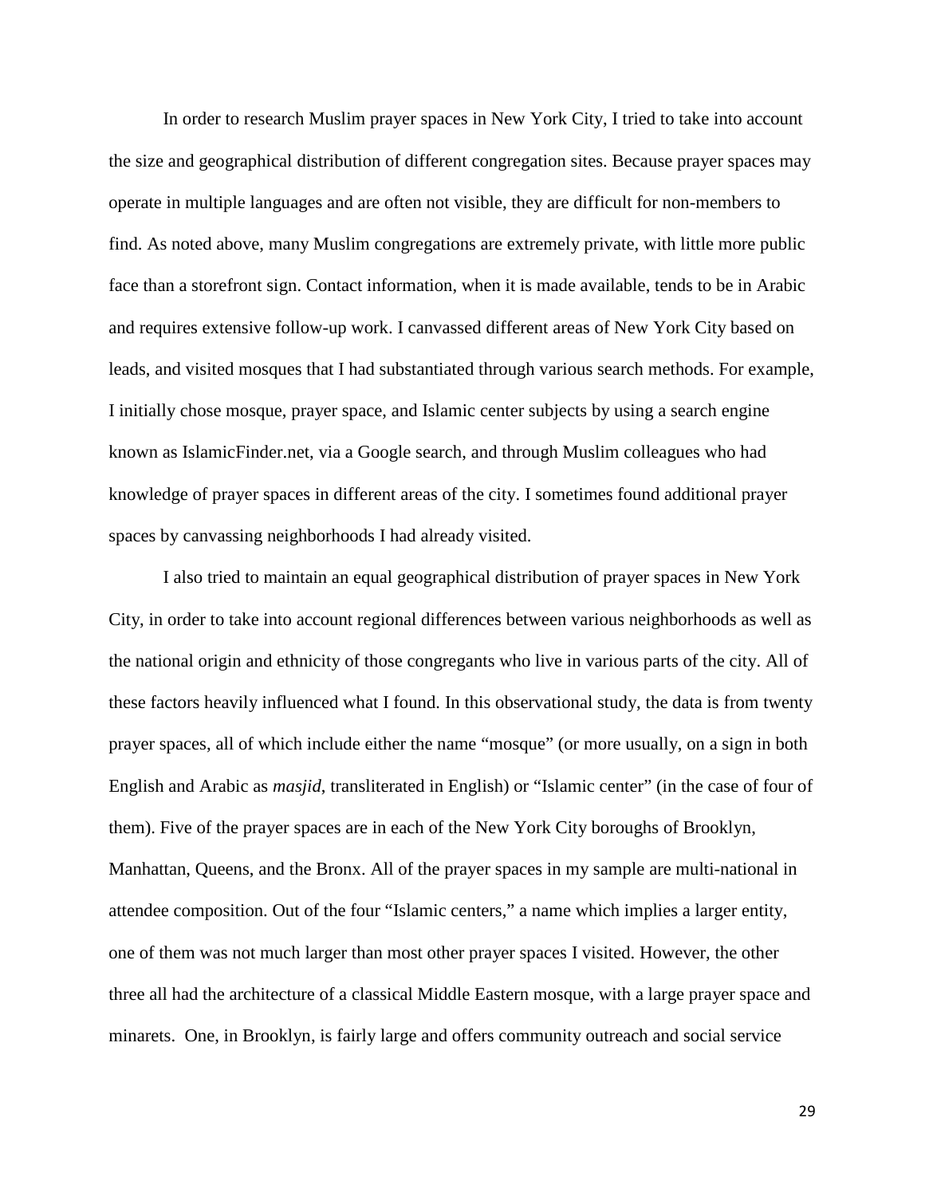In order to research Muslim prayer spaces in New York City, I tried to take into account the size and geographical distribution of different congregation sites. Because prayer spaces may operate in multiple languages and are often not visible, they are difficult for non-members to find. As noted above, many Muslim congregations are extremely private, with little more public face than a storefront sign. Contact information, when it is made available, tends to be in Arabic and requires extensive follow-up work. I canvassed different areas of New York City based on leads, and visited mosques that I had substantiated through various search methods. For example, I initially chose mosque, prayer space, and Islamic center subjects by using a search engine known as IslamicFinder.net, via a Google search, and through Muslim colleagues who had knowledge of prayer spaces in different areas of the city. I sometimes found additional prayer spaces by canvassing neighborhoods I had already visited.

I also tried to maintain an equal geographical distribution of prayer spaces in New York City, in order to take into account regional differences between various neighborhoods as well as the national origin and ethnicity of those congregants who live in various parts of the city. All of these factors heavily influenced what I found. In this observational study, the data is from twenty prayer spaces, all of which include either the name "mosque" (or more usually, on a sign in both English and Arabic as *masjid*, transliterated in English) or "Islamic center" (in the case of four of them). Five of the prayer spaces are in each of the New York City boroughs of Brooklyn, Manhattan, Queens, and the Bronx. All of the prayer spaces in my sample are multi-national in attendee composition. Out of the four "Islamic centers," a name which implies a larger entity, one of them was not much larger than most other prayer spaces I visited. However, the other three all had the architecture of a classical Middle Eastern mosque, with a large prayer space and minarets. One, in Brooklyn, is fairly large and offers community outreach and social service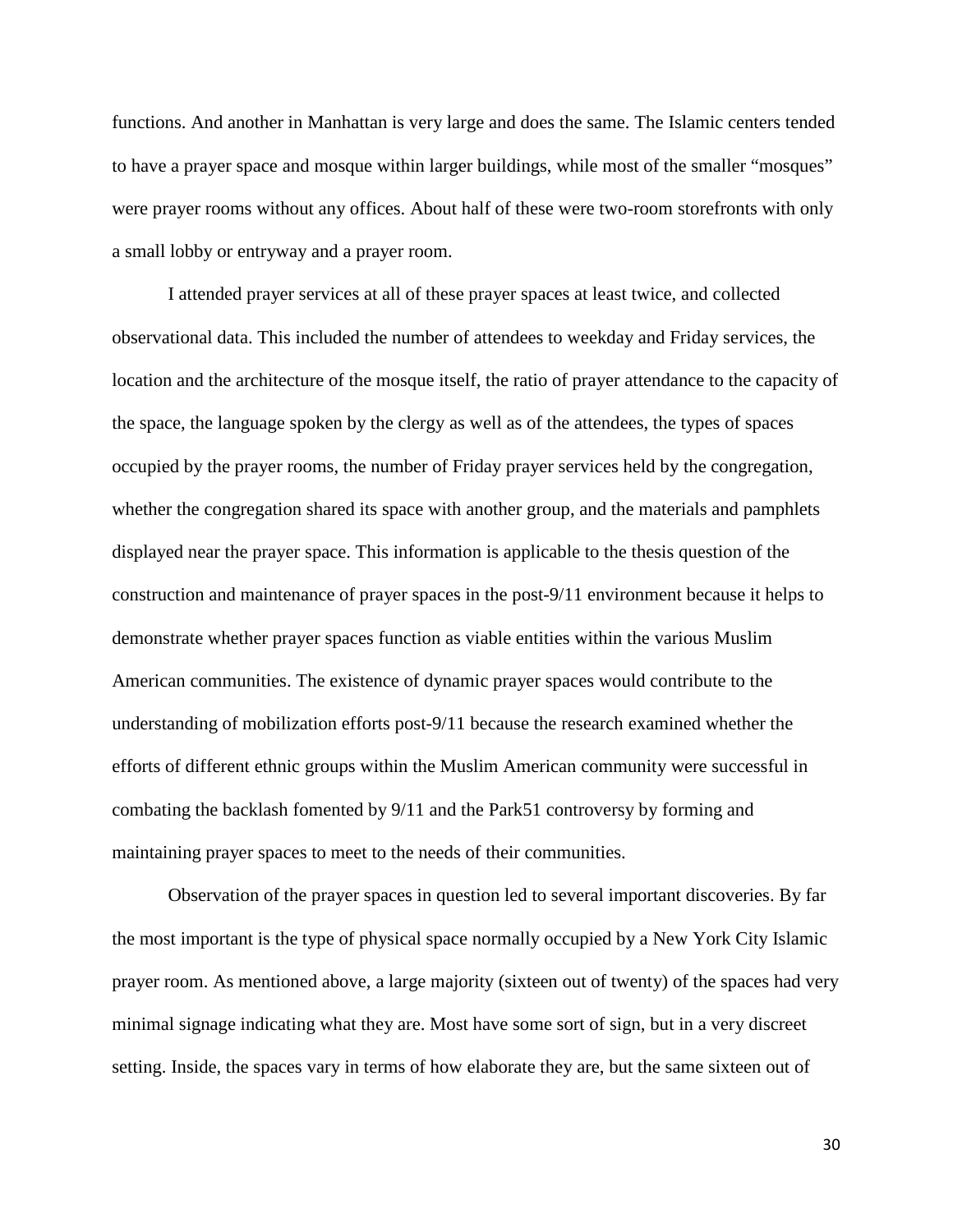functions. And another in Manhattan is very large and does the same. The Islamic centers tended to have a prayer space and mosque within larger buildings, while most of the smaller "mosques" were prayer rooms without any offices. About half of these were two-room storefronts with only a small lobby or entryway and a prayer room.

I attended prayer services at all of these prayer spaces at least twice, and collected observational data. This included the number of attendees to weekday and Friday services, the location and the architecture of the mosque itself, the ratio of prayer attendance to the capacity of the space, the language spoken by the clergy as well as of the attendees, the types of spaces occupied by the prayer rooms, the number of Friday prayer services held by the congregation, whether the congregation shared its space with another group, and the materials and pamphlets displayed near the prayer space. This information is applicable to the thesis question of the construction and maintenance of prayer spaces in the post-9/11 environment because it helps to demonstrate whether prayer spaces function as viable entities within the various Muslim American communities. The existence of dynamic prayer spaces would contribute to the understanding of mobilization efforts post-9/11 because the research examined whether the efforts of different ethnic groups within the Muslim American community were successful in combating the backlash fomented by 9/11 and the Park51 controversy by forming and maintaining prayer spaces to meet to the needs of their communities.

Observation of the prayer spaces in question led to several important discoveries. By far the most important is the type of physical space normally occupied by a New York City Islamic prayer room. As mentioned above, a large majority (sixteen out of twenty) of the spaces had very minimal signage indicating what they are. Most have some sort of sign, but in a very discreet setting. Inside, the spaces vary in terms of how elaborate they are, but the same sixteen out of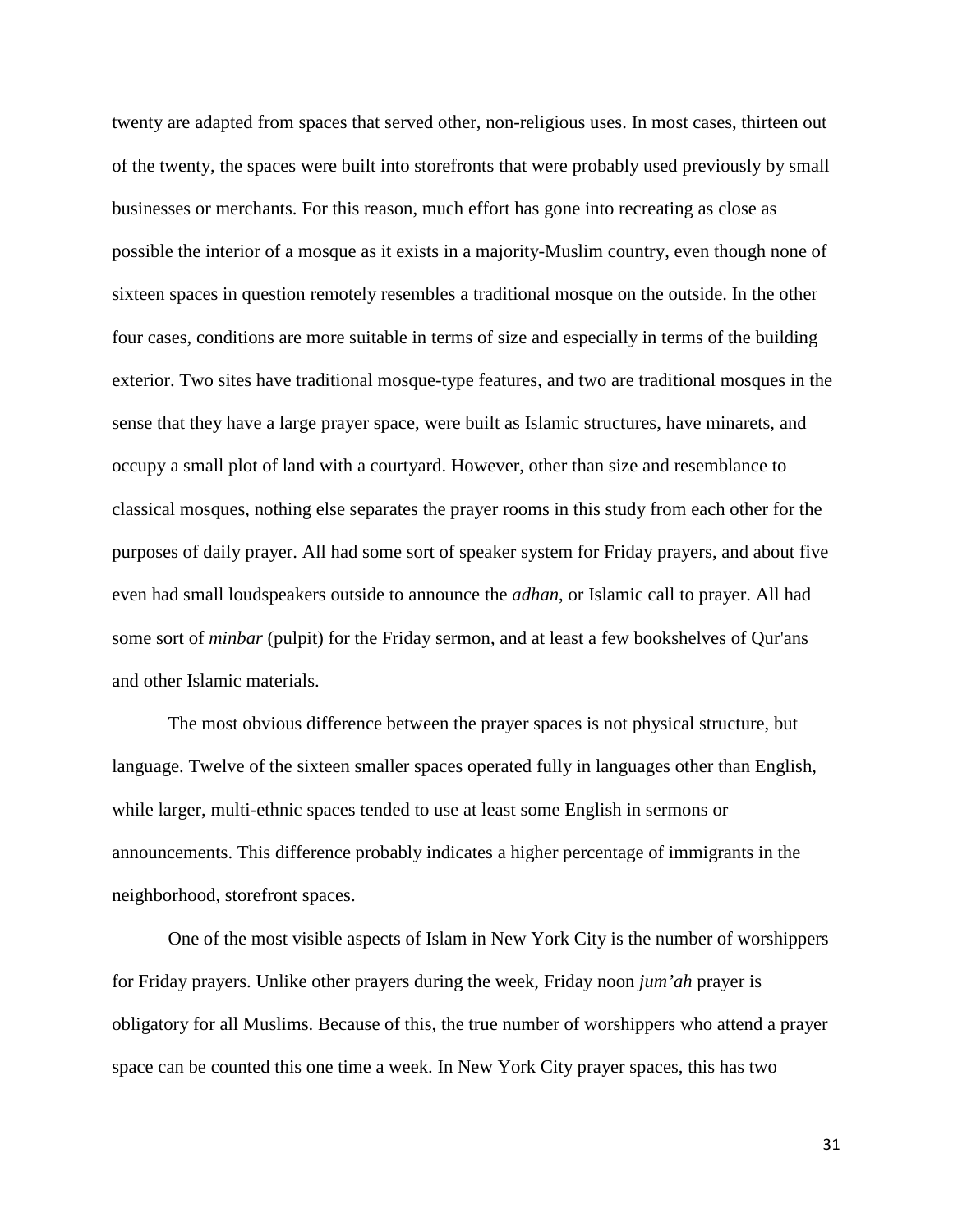twenty are adapted from spaces that served other, non-religious uses. In most cases, thirteen out of the twenty, the spaces were built into storefronts that were probably used previously by small businesses or merchants. For this reason, much effort has gone into recreating as close as possible the interior of a mosque as it exists in a majority-Muslim country, even though none of sixteen spaces in question remotely resembles a traditional mosque on the outside. In the other four cases, conditions are more suitable in terms of size and especially in terms of the building exterior. Two sites have traditional mosque-type features, and two are traditional mosques in the sense that they have a large prayer space, were built as Islamic structures, have minarets, and occupy a small plot of land with a courtyard. However, other than size and resemblance to classical mosques, nothing else separates the prayer rooms in this study from each other for the purposes of daily prayer. All had some sort of speaker system for Friday prayers, and about five even had small loudspeakers outside to announce the *adhan*, or Islamic call to prayer. All had some sort of *minbar* (pulpit) for the Friday sermon, and at least a few bookshelves of Qur'ans and other Islamic materials.

The most obvious difference between the prayer spaces is not physical structure, but language. Twelve of the sixteen smaller spaces operated fully in languages other than English, while larger, multi-ethnic spaces tended to use at least some English in sermons or announcements. This difference probably indicates a higher percentage of immigrants in the neighborhood, storefront spaces.

One of the most visible aspects of Islam in New York City is the number of worshippers for Friday prayers. Unlike other prayers during the week, Friday noon *jum'ah* prayer is obligatory for all Muslims. Because of this, the true number of worshippers who attend a prayer space can be counted this one time a week. In New York City prayer spaces, this has two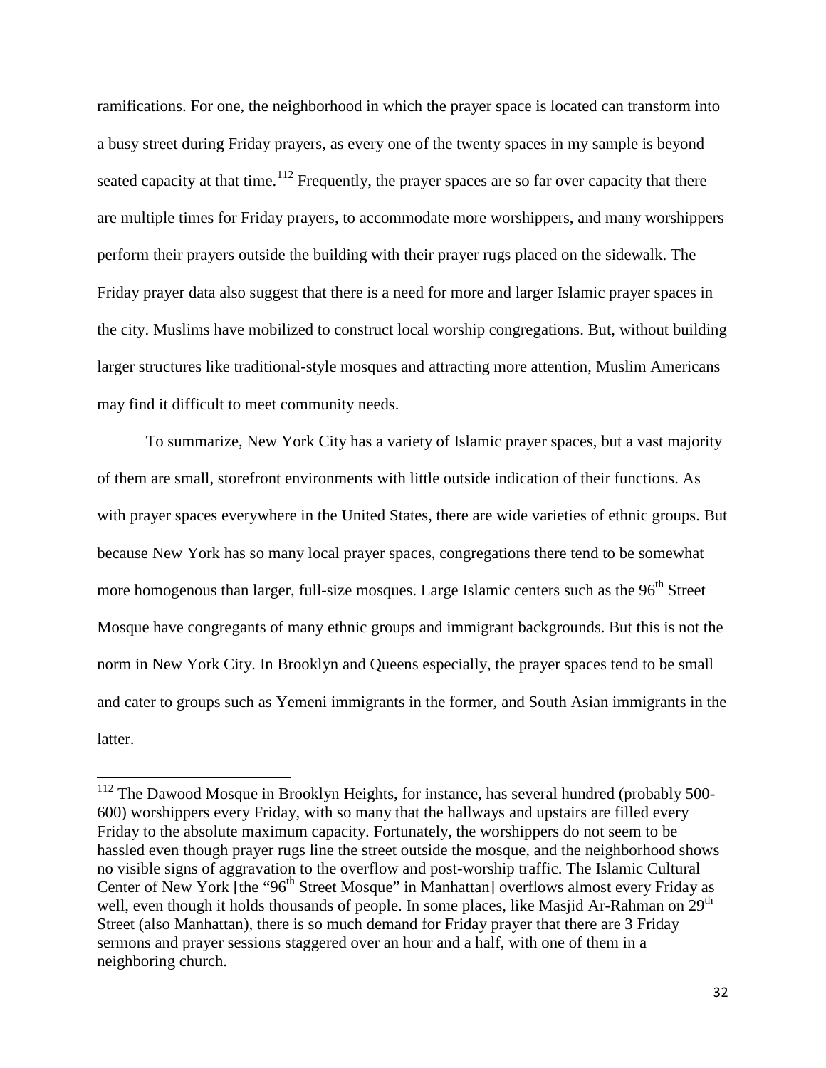ramifications. For one, the neighborhood in which the prayer space is located can transform into a busy street during Friday prayers, as every one of the twenty spaces in my sample is beyond seated capacity at that time.[112] Frequently, the prayer spaces are so far over capacity that there are multiple times for Friday prayers, to accommodate more worshippers, and many worshippers perform their prayers outside the building with their prayer rugs placed on the sidewalk. The Friday prayer data also suggest that there is a need for more and larger Islamic prayer spaces in the city. Muslims have mobilized to construct local worship congregations. But, without building larger structures like traditional-style mosques and attracting more attention, Muslim Americans may find it difficult to meet community needs.

To summarize, New York City has a variety of Islamic prayer spaces, but a vast majority of them are small, storefront environments with little outside indication of their functions. As with prayer spaces everywhere in the United States, there are wide varieties of ethnic groups. But because New York has so many local prayer spaces, congregations there tend to be somewhat more homogenous than larger, full-size mosques. Large Islamic centers such as the 96th Street Mosque have congregants of many ethnic groups and immigrant backgrounds. But this is not the norm in New York City. In Brooklyn and Queens especially, the prayer spaces tend to be small and cater to groups such as Yemeni immigrants in the former, and South Asian immigrants in the latter.

---

[112] The Dawood Mosque in Brooklyn Heights, for instance, has several hundred (probably 500-600) worshippers every Friday, with so many that the hallways and upstairs are filled every Friday to the absolute maximum capacity. Fortunately, the worshippers do not seem to be hassled even though prayer rugs line the street outside the mosque, and the neighborhood shows no visible signs of aggravation to the overflow and post-worship traffic. The Islamic Cultural Center of New York [the "96th Street Mosque" in Manhattan] overflows almost every Friday as well, even though it holds thousands of people. In some places, like Masjid Ar-Rahman on 29th Street (also Manhattan), there is so much demand for Friday prayer that there are 3 Friday sermons and prayer sessions staggered over an hour and a half, with one of them in a neighboring church.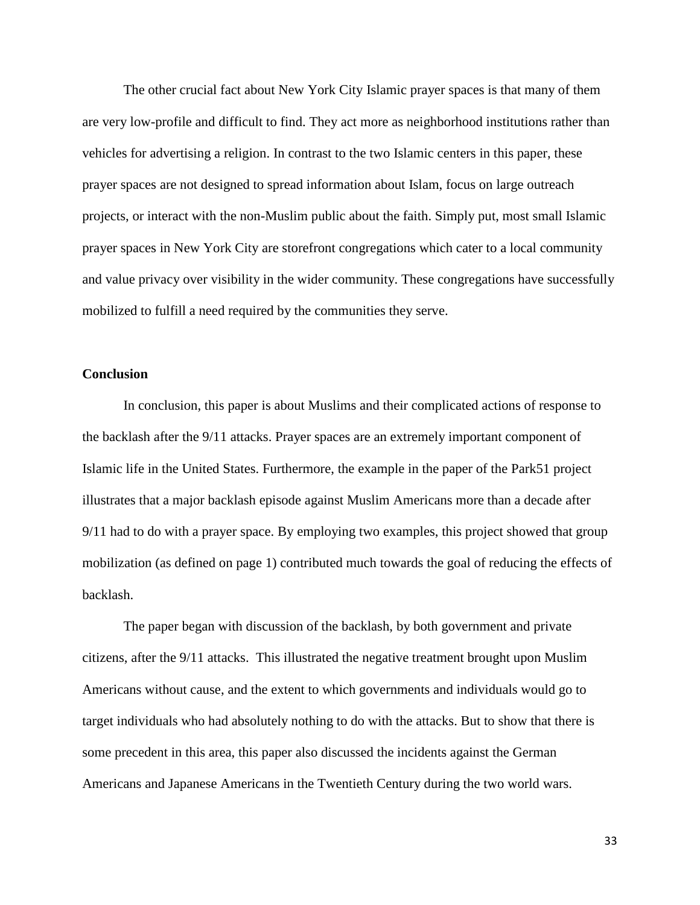The other crucial fact about New York City Islamic prayer spaces is that many of them are very low-profile and difficult to find. They act more as neighborhood institutions rather than vehicles for advertising a religion. In contrast to the two Islamic centers in this paper, these prayer spaces are not designed to spread information about Islam, focus on large outreach projects, or interact with the non-Muslim public about the faith. Simply put, most small Islamic prayer spaces in New York City are storefront congregations which cater to a local community and value privacy over visibility in the wider community. These congregations have successfully mobilized to fulfill a need required by the communities they serve.

## Conclusion

In conclusion, this paper is about Muslims and their complicated actions of response to the backlash after the 9/11 attacks. Prayer spaces are an extremely important component of Islamic life in the United States. Furthermore, the example in the paper of the Park51 project illustrates that a major backlash episode against Muslim Americans more than a decade after 9/11 had to do with a prayer space. By employing two examples, this project showed that group mobilization (as defined on page 1) contributed much towards the goal of reducing the effects of backlash.

The paper began with discussion of the backlash, by both government and private citizens, after the 9/11 attacks. This illustrated the negative treatment brought upon Muslim Americans without cause, and the extent to which governments and individuals would go to target individuals who had absolutely nothing to do with the attacks. But to show that there is some precedent in this area, this paper also discussed the incidents against the German Americans and Japanese Americans in the Twentieth Century during the two world wars.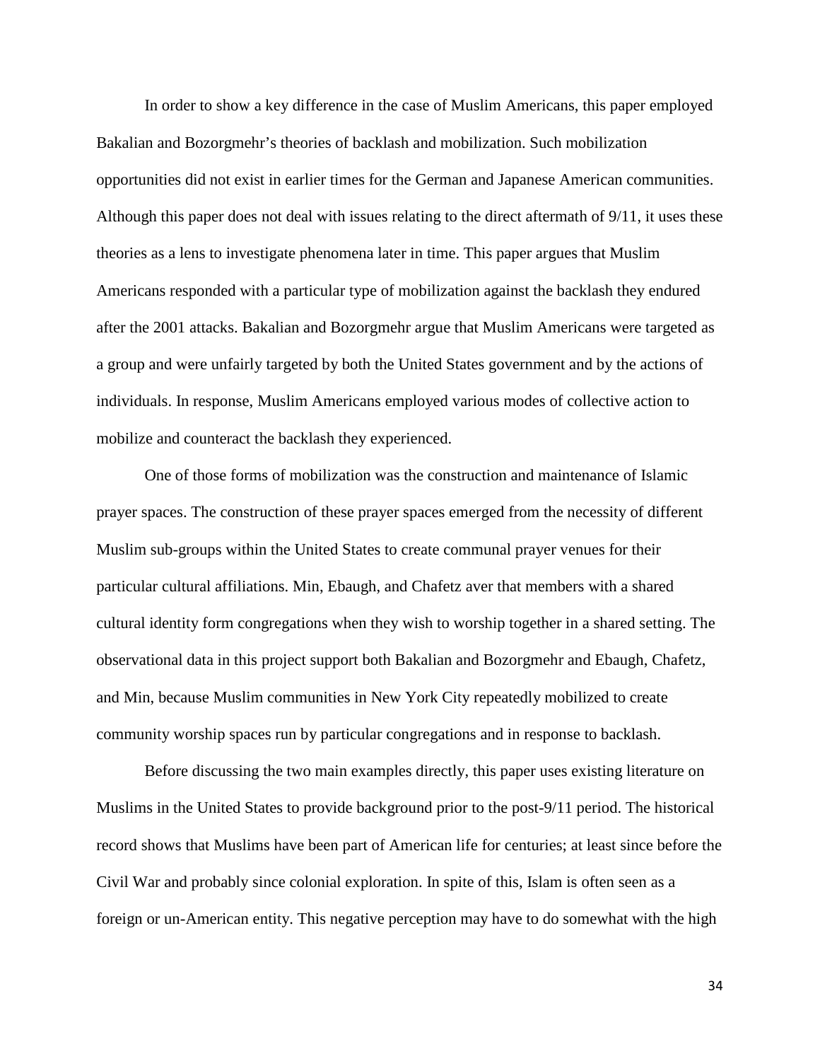In order to show a key difference in the case of Muslim Americans, this paper employed Bakalian and Bozorgmehr's theories of backlash and mobilization. Such mobilization opportunities did not exist in earlier times for the German and Japanese American communities. Although this paper does not deal with issues relating to the direct aftermath of 9/11, it uses these theories as a lens to investigate phenomena later in time. This paper argues that Muslim Americans responded with a particular type of mobilization against the backlash they endured after the 2001 attacks. Bakalian and Bozorgmehr argue that Muslim Americans were targeted as a group and were unfairly targeted by both the United States government and by the actions of individuals. In response, Muslim Americans employed various modes of collective action to mobilize and counteract the backlash they experienced.

One of those forms of mobilization was the construction and maintenance of Islamic prayer spaces. The construction of these prayer spaces emerged from the necessity of different Muslim sub-groups within the United States to create communal prayer venues for their particular cultural affiliations. Min, Ebaugh, and Chafetz aver that members with a shared cultural identity form congregations when they wish to worship together in a shared setting. The observational data in this project support both Bakalian and Bozorgmehr and Ebaugh, Chafetz, and Min, because Muslim communities in New York City repeatedly mobilized to create community worship spaces run by particular congregations and in response to backlash.

Before discussing the two main examples directly, this paper uses existing literature on Muslims in the United States to provide background prior to the post-9/11 period. The historical record shows that Muslims have been part of American life for centuries; at least since before the Civil War and probably since colonial exploration. In spite of this, Islam is often seen as a foreign or un-American entity. This negative perception may have to do somewhat with the high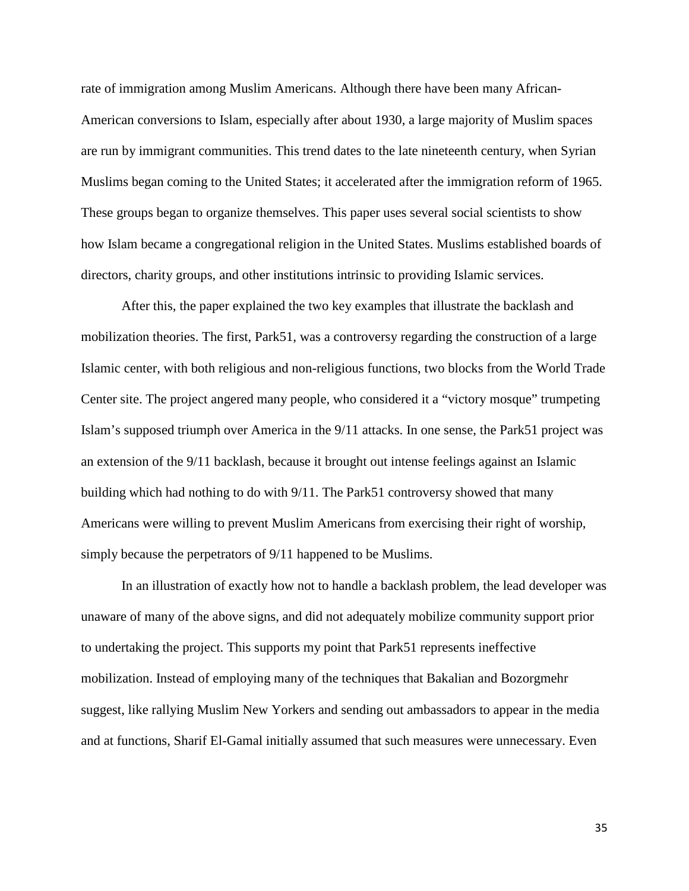rate of immigration among Muslim Americans. Although there have been many African-American conversions to Islam, especially after about 1930, a large majority of Muslim spaces are run by immigrant communities. This trend dates to the late nineteenth century, when Syrian Muslims began coming to the United States; it accelerated after the immigration reform of 1965. These groups began to organize themselves. This paper uses several social scientists to show how Islam became a congregational religion in the United States. Muslims established boards of directors, charity groups, and other institutions intrinsic to providing Islamic services.

After this, the paper explained the two key examples that illustrate the backlash and mobilization theories. The first, Park51, was a controversy regarding the construction of a large Islamic center, with both religious and non-religious functions, two blocks from the World Trade Center site. The project angered many people, who considered it a "victory mosque" trumpeting Islam's supposed triumph over America in the 9/11 attacks. In one sense, the Park51 project was an extension of the 9/11 backlash, because it brought out intense feelings against an Islamic building which had nothing to do with 9/11. The Park51 controversy showed that many Americans were willing to prevent Muslim Americans from exercising their right of worship, simply because the perpetrators of 9/11 happened to be Muslims.

In an illustration of exactly how not to handle a backlash problem, the lead developer was unaware of many of the above signs, and did not adequately mobilize community support prior to undertaking the project. This supports my point that Park51 represents ineffective mobilization. Instead of employing many of the techniques that Bakalian and Bozorgmehr suggest, like rallying Muslim New Yorkers and sending out ambassadors to appear in the media and at functions, Sharif El-Gamal initially assumed that such measures were unnecessary. Even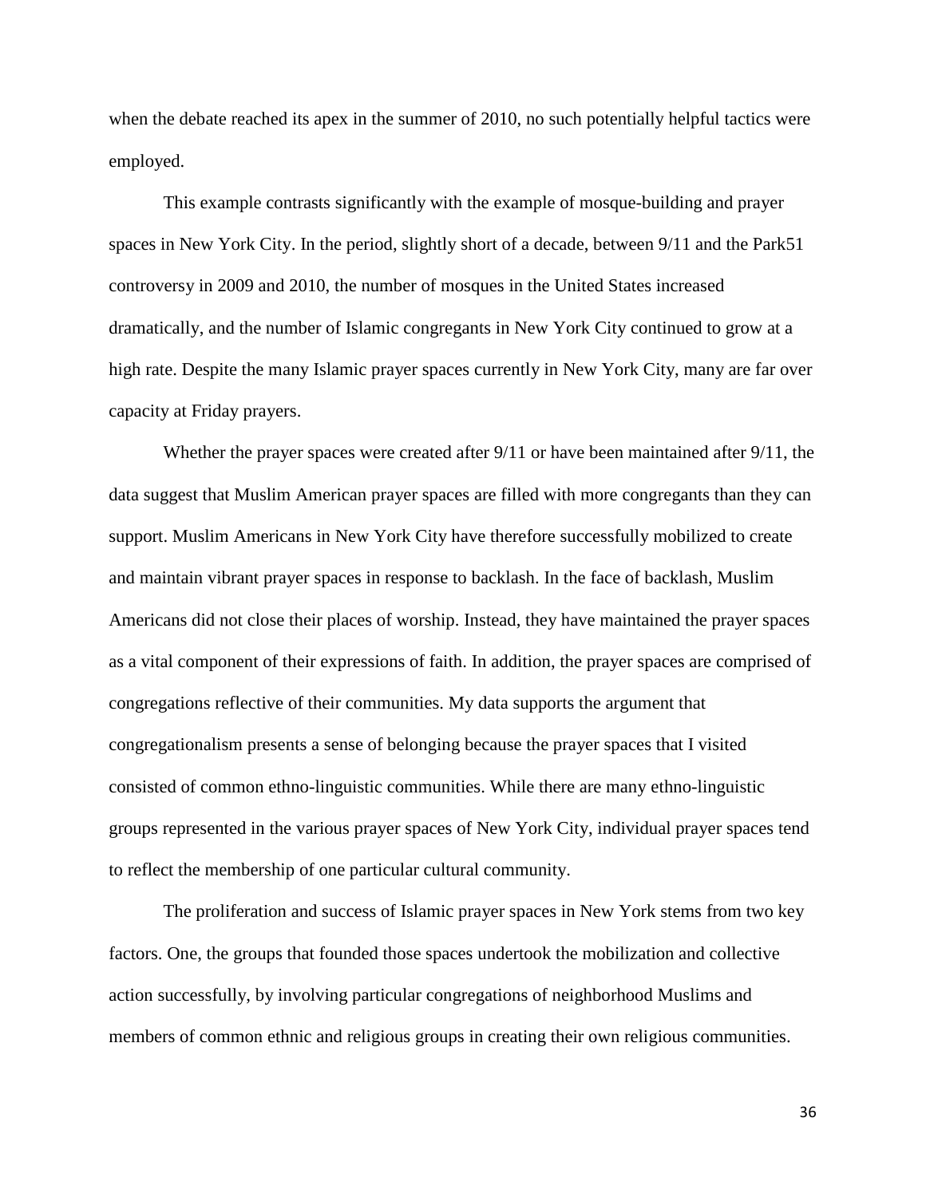when the debate reached its apex in the summer of 2010, no such potentially helpful tactics were employed.

This example contrasts significantly with the example of mosque-building and prayer spaces in New York City. In the period, slightly short of a decade, between 9/11 and the Park51 controversy in 2009 and 2010, the number of mosques in the United States increased dramatically, and the number of Islamic congregants in New York City continued to grow at a high rate. Despite the many Islamic prayer spaces currently in New York City, many are far over capacity at Friday prayers.

Whether the prayer spaces were created after 9/11 or have been maintained after 9/11, the data suggest that Muslim American prayer spaces are filled with more congregants than they can support. Muslim Americans in New York City have therefore successfully mobilized to create and maintain vibrant prayer spaces in response to backlash. In the face of backlash, Muslim Americans did not close their places of worship. Instead, they have maintained the prayer spaces as a vital component of their expressions of faith. In addition, the prayer spaces are comprised of congregations reflective of their communities. My data supports the argument that congregationalism presents a sense of belonging because the prayer spaces that I visited consisted of common ethno-linguistic communities. While there are many ethno-linguistic groups represented in the various prayer spaces of New York City, individual prayer spaces tend to reflect the membership of one particular cultural community.

The proliferation and success of Islamic prayer spaces in New York stems from two key factors. One, the groups that founded those spaces undertook the mobilization and collective action successfully, by involving particular congregations of neighborhood Muslims and members of common ethnic and religious groups in creating their own religious communities.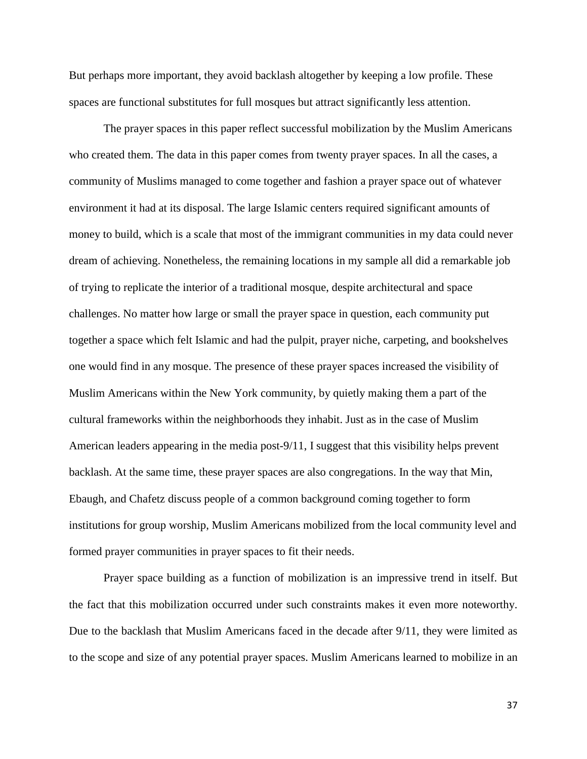But perhaps more important, they avoid backlash altogether by keeping a low profile. These spaces are functional substitutes for full mosques but attract significantly less attention.

The prayer spaces in this paper reflect successful mobilization by the Muslim Americans who created them. The data in this paper comes from twenty prayer spaces. In all the cases, a community of Muslims managed to come together and fashion a prayer space out of whatever environment it had at its disposal. The large Islamic centers required significant amounts of money to build, which is a scale that most of the immigrant communities in my data could never dream of achieving. Nonetheless, the remaining locations in my sample all did a remarkable job of trying to replicate the interior of a traditional mosque, despite architectural and space challenges. No matter how large or small the prayer space in question, each community put together a space which felt Islamic and had the pulpit, prayer niche, carpeting, and bookshelves one would find in any mosque. The presence of these prayer spaces increased the visibility of Muslim Americans within the New York community, by quietly making them a part of the cultural frameworks within the neighborhoods they inhabit. Just as in the case of Muslim American leaders appearing in the media post-9/11, I suggest that this visibility helps prevent backlash. At the same time, these prayer spaces are also congregations. In the way that Min, Ebaugh, and Chafetz discuss people of a common background coming together to form institutions for group worship, Muslim Americans mobilized from the local community level and formed prayer communities in prayer spaces to fit their needs.

Prayer space building as a function of mobilization is an impressive trend in itself. But the fact that this mobilization occurred under such constraints makes it even more noteworthy. Due to the backlash that Muslim Americans faced in the decade after 9/11, they were limited as to the scope and size of any potential prayer spaces. Muslim Americans learned to mobilize in an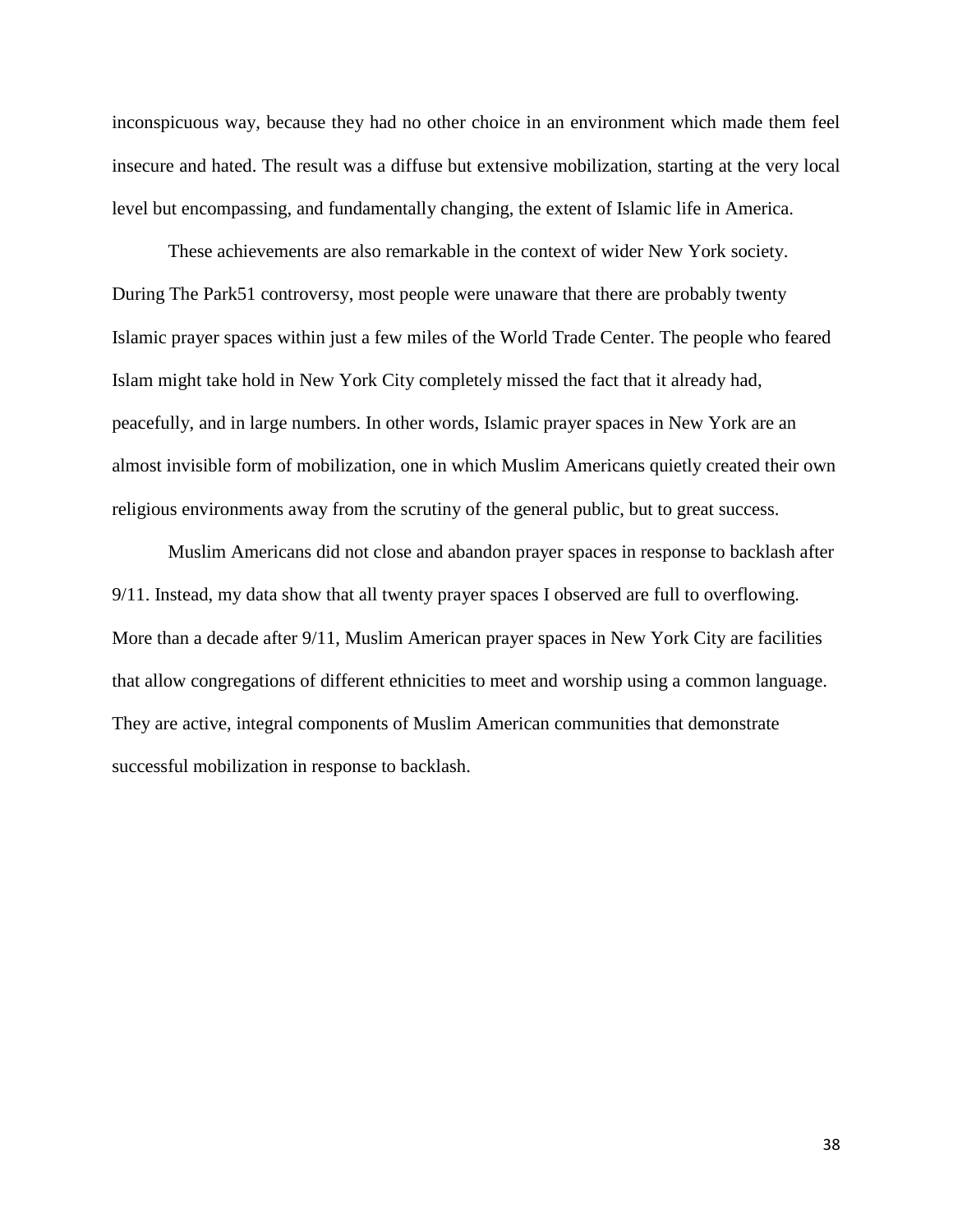inconspicuous way, because they had no other choice in an environment which made them feel insecure and hated. The result was a diffuse but extensive mobilization, starting at the very local level but encompassing, and fundamentally changing, the extent of Islamic life in America.

These achievements are also remarkable in the context of wider New York society. During The Park51 controversy, most people were unaware that there are probably twenty Islamic prayer spaces within just a few miles of the World Trade Center. The people who feared Islam might take hold in New York City completely missed the fact that it already had, peacefully, and in large numbers. In other words, Islamic prayer spaces in New York are an almost invisible form of mobilization, one in which Muslim Americans quietly created their own religious environments away from the scrutiny of the general public, but to great success.

Muslim Americans did not close and abandon prayer spaces in response to backlash after 9/11. Instead, my data show that all twenty prayer spaces I observed are full to overflowing. More than a decade after 9/11, Muslim American prayer spaces in New York City are facilities that allow congregations of different ethnicities to meet and worship using a common language. They are active, integral components of Muslim American communities that demonstrate successful mobilization in response to backlash.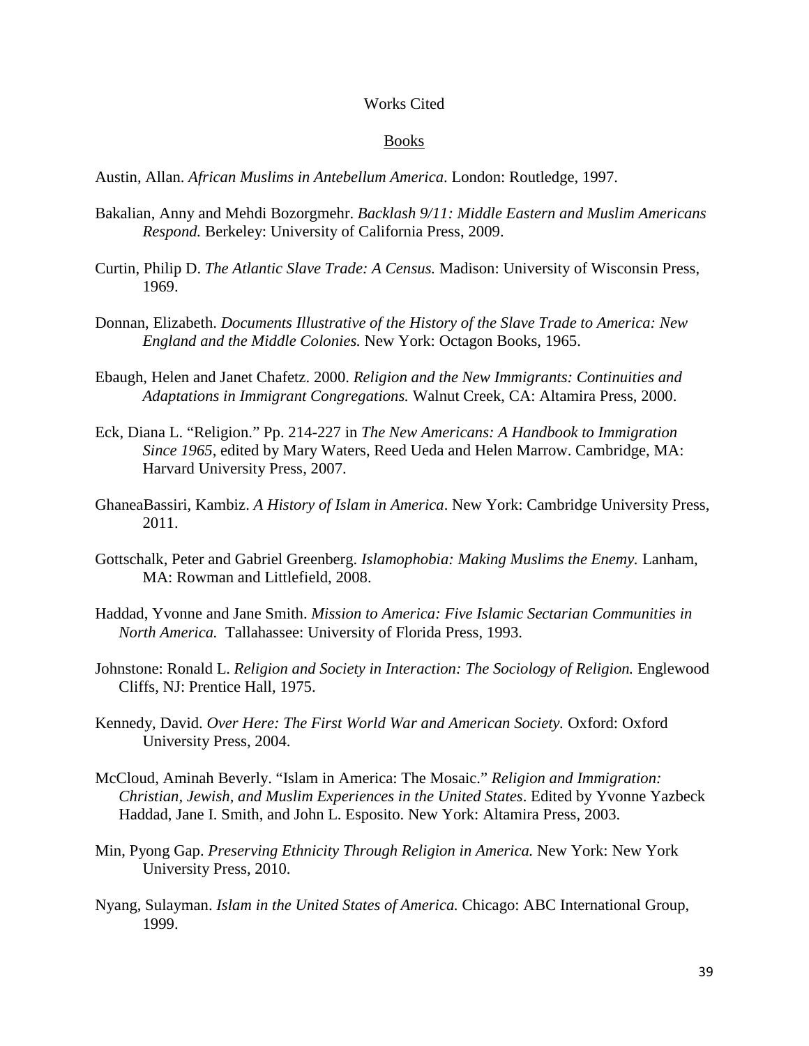# Works Cited

## Books

Austin, Allan. *African Muslims in Antebellum America*. London: Routledge, 1997.

Bakalian, Anny and Mehdi Bozorgmehr. *Backlash 9/11: Middle Eastern and Muslim Americans Respond.* Berkeley: University of California Press, 2009.

Curtin, Philip D. *The Atlantic Slave Trade: A Census.* Madison: University of Wisconsin Press, 1969.

Donnan, Elizabeth. *Documents Illustrative of the History of the Slave Trade to America: New England and the Middle Colonies.* New York: Octagon Books, 1965.

Ebaugh, Helen and Janet Chafetz. 2000. *Religion and the New Immigrants: Continuities and Adaptations in Immigrant Congregations.* Walnut Creek, CA: Altamira Press, 2000.

Eck, Diana L. "Religion." Pp. 214-227 in *The New Americans: A Handbook to Immigration Since 1965*, edited by Mary Waters, Reed Ueda and Helen Marrow. Cambridge, MA: Harvard University Press, 2007.

GhaneaBassiri, Kambiz. *A History of Islam in America*. New York: Cambridge University Press, 2011.

Gottschalk, Peter and Gabriel Greenberg. *Islamophobia: Making Muslims the Enemy.* Lanham, MA: Rowman and Littlefield, 2008.

Haddad, Yvonne and Jane Smith. *Mission to America: Five Islamic Sectarian Communities in North America.* Tallahassee: University of Florida Press, 1993.

Johnstone: Ronald L. *Religion and Society in Interaction: The Sociology of Religion.* Englewood Cliffs, NJ: Prentice Hall, 1975.

Kennedy, David. *Over Here: The First World War and American Society.* Oxford: Oxford University Press, 2004.

McCloud, Aminah Beverly. "Islam in America: The Mosaic." *Religion and Immigration: Christian, Jewish, and Muslim Experiences in the United States*. Edited by Yvonne Yazbeck Haddad, Jane I. Smith, and John L. Esposito. New York: Altamira Press, 2003.

Min, Pyong Gap. *Preserving Ethnicity Through Religion in America.* New York: New York University Press, 2010.

Nyang, Sulayman. *Islam in the United States of America.* Chicago: ABC International Group, 1999.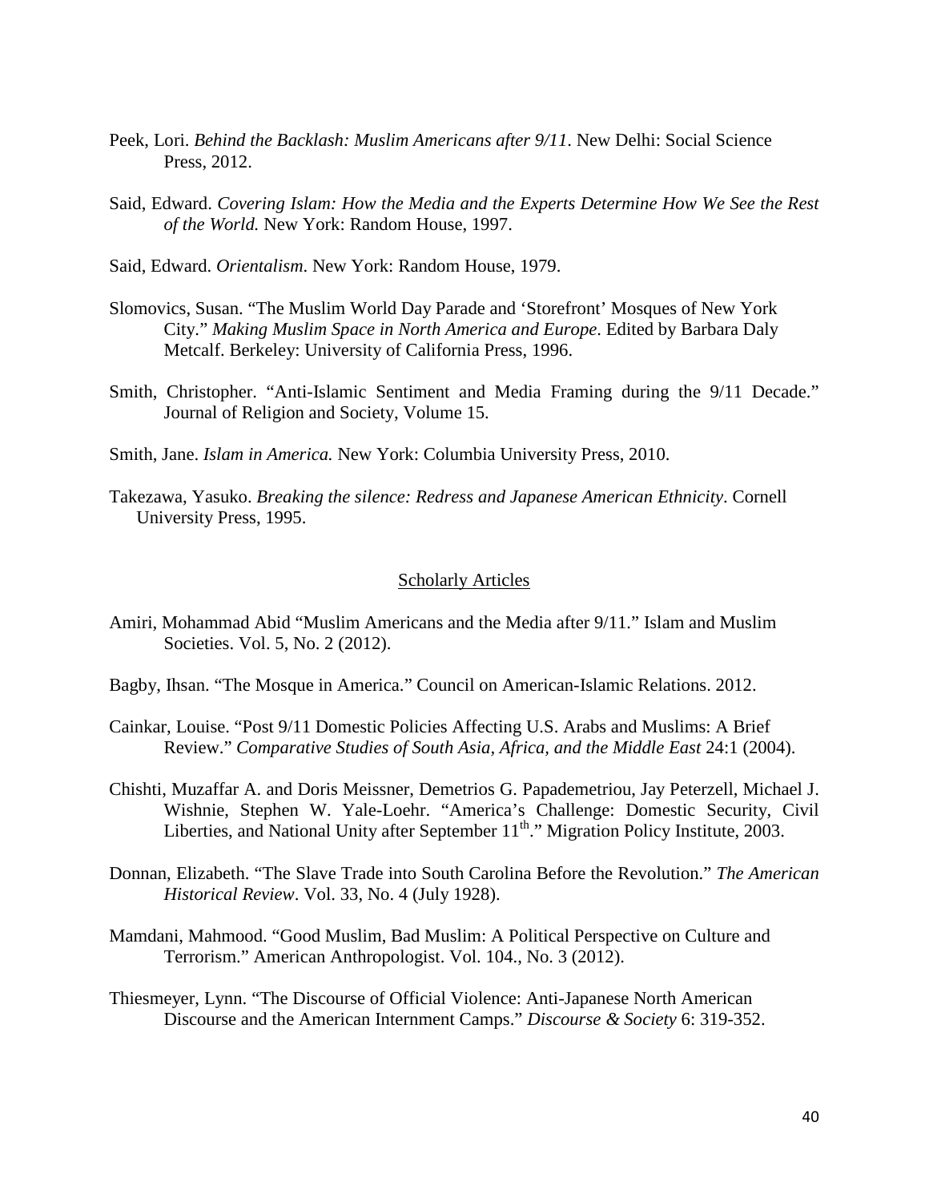Peek, Lori. *Behind the Backlash: Muslim Americans after 9/11*. New Delhi: Social Science Press, 2012.

Said, Edward. *Covering Islam: How the Media and the Experts Determine How We See the Rest of the World.* New York: Random House, 1997.

Said, Edward. *Orientalism*. New York: Random House, 1979.

Slomovics, Susan. "The Muslim World Day Parade and 'Storefront' Mosques of New York City." *Making Muslim Space in North America and Europe*. Edited by Barbara Daly Metcalf. Berkeley: University of California Press, 1996.

Smith, Christopher. "Anti-Islamic Sentiment and Media Framing during the 9/11 Decade." Journal of Religion and Society, Volume 15.

Smith, Jane. *Islam in America.* New York: Columbia University Press, 2010.

Takezawa, Yasuko. *Breaking the silence: Redress and Japanese American Ethnicity*. Cornell University Press, 1995.

## Scholarly Articles

Amiri, Mohammad Abid "Muslim Americans and the Media after 9/11." Islam and Muslim Societies. Vol. 5, No. 2 (2012).

Bagby, Ihsan. "The Mosque in America." Council on American-Islamic Relations. 2012.

Cainkar, Louise. "Post 9/11 Domestic Policies Affecting U.S. Arabs and Muslims: A Brief Review." *Comparative Studies of South Asia, Africa, and the Middle East* 24:1 (2004).

Chishti, Muzaffar A. and Doris Meissner, Demetrios G. Papademetriou, Jay Peterzell, Michael J. Wishnie, Stephen W. Yale-Loehr. "America's Challenge: Domestic Security, Civil Liberties, and National Unity after September 11th." Migration Policy Institute, 2003.

Donnan, Elizabeth. "The Slave Trade into South Carolina Before the Revolution." *The American Historical Review*. Vol. 33, No. 4 (July 1928).

Mamdani, Mahmood. "Good Muslim, Bad Muslim: A Political Perspective on Culture and Terrorism." American Anthropologist. Vol. 104., No. 3 (2012).

Thiesmeyer, Lynn. "The Discourse of Official Violence: Anti-Japanese North American Discourse and the American Internment Camps." *Discourse & Society* 6: 319-352.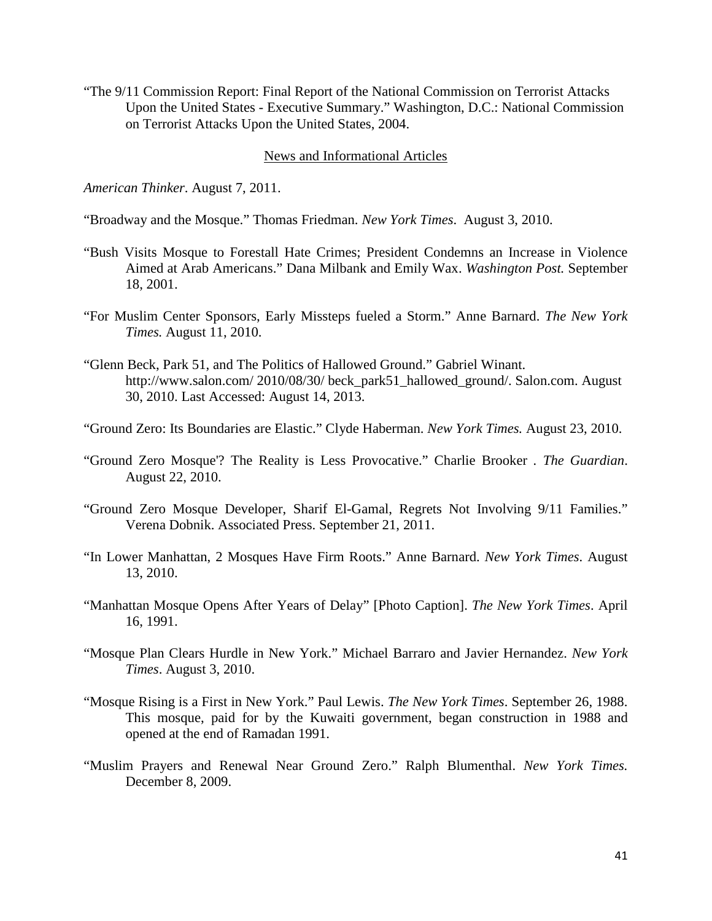"The 9/11 Commission Report: Final Report of the National Commission on Terrorist Attacks Upon the United States - Executive Summary." Washington, D.C.: National Commission on Terrorist Attacks Upon the United States, 2004.

## News and Informational Articles

*American Thinker*. August 7, 2011.

"Broadway and the Mosque." Thomas Friedman. *New York Times*. August 3, 2010.

"Bush Visits Mosque to Forestall Hate Crimes; President Condemns an Increase in Violence Aimed at Arab Americans." Dana Milbank and Emily Wax. *Washington Post.* September 18, 2001.

"For Muslim Center Sponsors, Early Missteps fueled a Storm." Anne Barnard. *The New York Times.* August 11, 2010.

"Glenn Beck, Park 51, and The Politics of Hallowed Ground." Gabriel Winant. http://www.salon.com/ 2010/08/30/ beck_park51_hallowed_ground/. Salon.com. August 30, 2010. Last Accessed: August 14, 2013.

"Ground Zero: Its Boundaries are Elastic." Clyde Haberman. *New York Times.* August 23, 2010.

"Ground Zero Mosque'? The Reality is Less Provocative." Charlie Brooker . *The Guardian*. August 22, 2010.

"Ground Zero Mosque Developer, Sharif El-Gamal, Regrets Not Involving 9/11 Families." Verena Dobnik. Associated Press. September 21, 2011.

"In Lower Manhattan, 2 Mosques Have Firm Roots." Anne Barnard. *New York Times*. August 13, 2010.

"Manhattan Mosque Opens After Years of Delay" [Photo Caption]. *The New York Times*. April 16, 1991.

"Mosque Plan Clears Hurdle in New York." Michael Barraro and Javier Hernandez. *New York Times*. August 3, 2010.

"Mosque Rising is a First in New York." Paul Lewis. *The New York Times*. September 26, 1988. This mosque, paid for by the Kuwaiti government, began construction in 1988 and opened at the end of Ramadan 1991.

"Muslim Prayers and Renewal Near Ground Zero." Ralph Blumenthal. *New York Times.* December 8, 2009.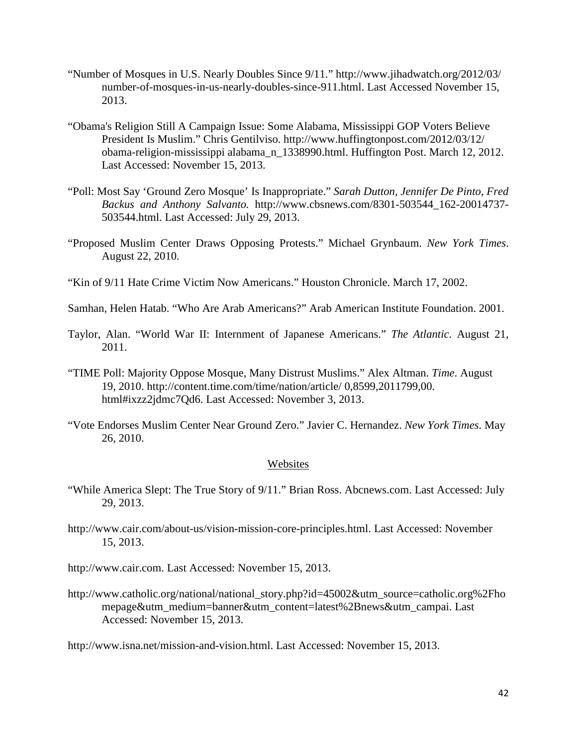“Number of Mosques in U.S. Nearly Doubles Since 9/11.” http://www.jihadwatch.org/2012/03/ number-of-mosques-in-us-nearly-doubles-since-911.html. Last Accessed November 15, 2013.

“Obama's Religion Still A Campaign Issue: Some Alabama, Mississippi GOP Voters Believe President Is Muslim.” Chris Gentilviso. http://www.huffingtonpost.com/2012/03/12/ obama-religion-mississippi alabama_n_1338990.html. Huffington Post. March 12, 2012. Last Accessed: November 15, 2013.

“Poll: Most Say ‘Ground Zero Mosque’ Is Inappropriate.” *Sarah Dutton, Jennifer De Pinto, Fred Backus and Anthony Salvanto.* http://www.cbsnews.com/8301-503544_162-20014737-503544.html. Last Accessed: July 29, 2013.

“Proposed Muslim Center Draws Opposing Protests.” Michael Grynbaum. *New York Times*. August 22, 2010.

“Kin of 9/11 Hate Crime Victim Now Americans.” Houston Chronicle. March 17, 2002.

Samhan, Helen Hatab. “Who Are Arab Americans?” Arab American Institute Foundation. 2001.

Taylor, Alan. “World War II: Internment of Japanese Americans.” *The Atlantic*. August 21, 2011.

“TIME Poll: Majority Oppose Mosque, Many Distrust Muslims.” Alex Altman. *Time*. August 19, 2010. http://content.time.com/time/nation/article/ 0,8599,2011799,00. html#ixzz2jdmc7Qd6. Last Accessed: November 3, 2013.

“Vote Endorses Muslim Center Near Ground Zero.” Javier C. Hernandez. *New York Times*. May 26, 2010.

## Websites

“While America Slept: The True Story of 9/11.” Brian Ross. Abcnews.com. Last Accessed: July 29, 2013.

http://www.cair.com/about-us/vision-mission-core-principles.html. Last Accessed: November 15, 2013.

http://www.cair.com. Last Accessed: November 15, 2013.

http://www.catholic.org/national/national_story.php?id=45002&utm_source=catholic.org%2Fhomepage&utm_medium=banner&utm_content=latest%2Bnews&utm_campai. Last Accessed: November 15, 2013.

http://www.isna.net/mission-and-vision.html. Last Accessed: November 15, 2013.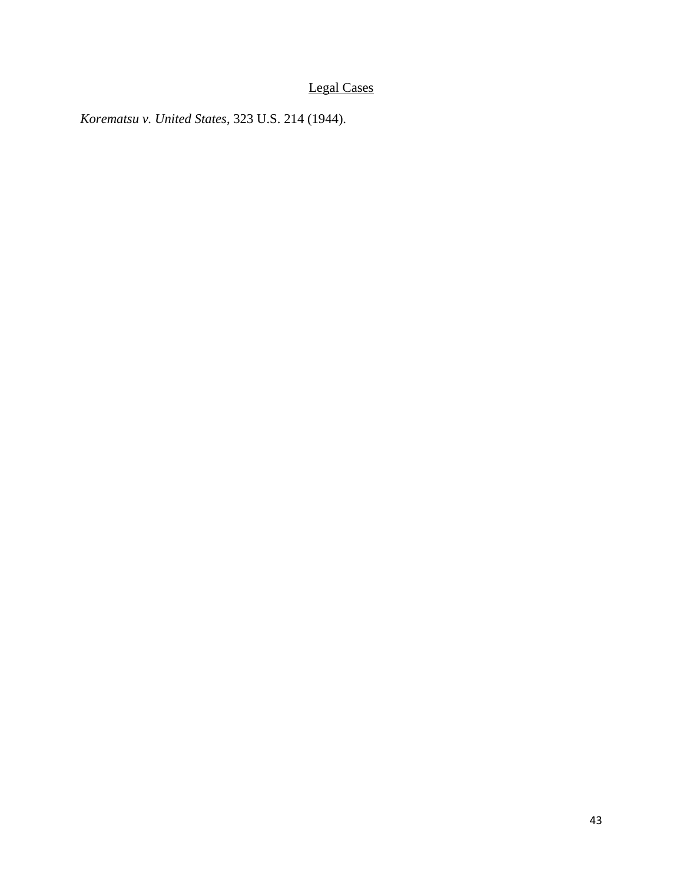## Legal Cases

*Korematsu v. United States*, 323 U.S. 214 (1944).